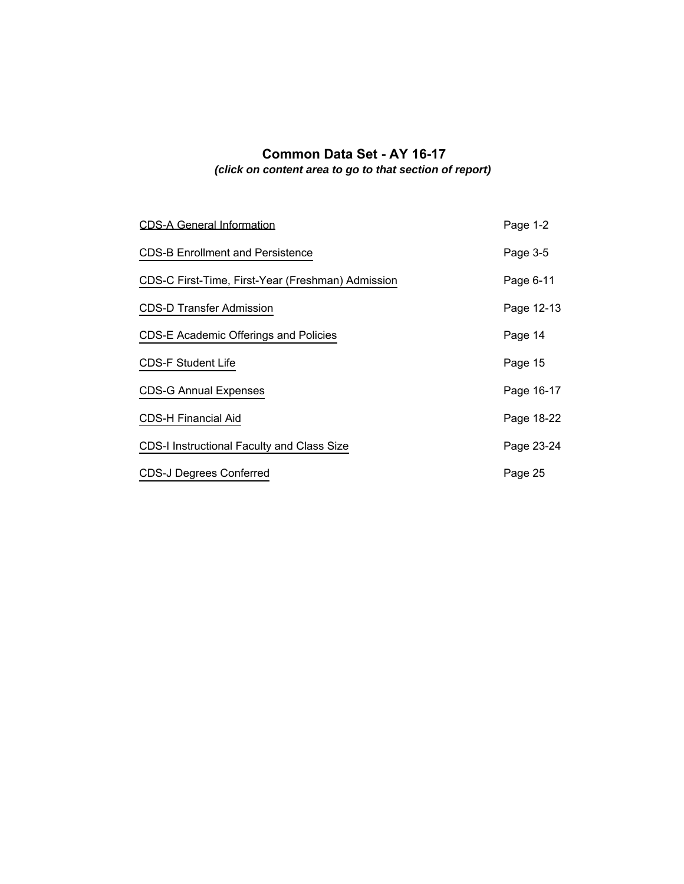# Common Data Set - AY 16-17

***(click on content area to go to that section of report)***

| | |
|---|---|
| CDS-A General Information | Page 1-2 |
| CDS-B Enrollment and Persistence | Page 3-5 |
| CDS-C First-Time, First-Year (Freshman) Admission | Page 6-11 |
| CDS-D Transfer Admission | Page 12-13 |
| CDS-E Academic Offerings and Policies | Page 14 |
| CDS-F Student Life | Page 15 |
| CDS-G Annual Expenses | Page 16-17 |
| CDS-H Financial Aid | Page 18-22 |
| CDS-I Instructional Faculty and Class Size | Page 23-24 |
| CDS-J Degrees Conferred | Page 25 |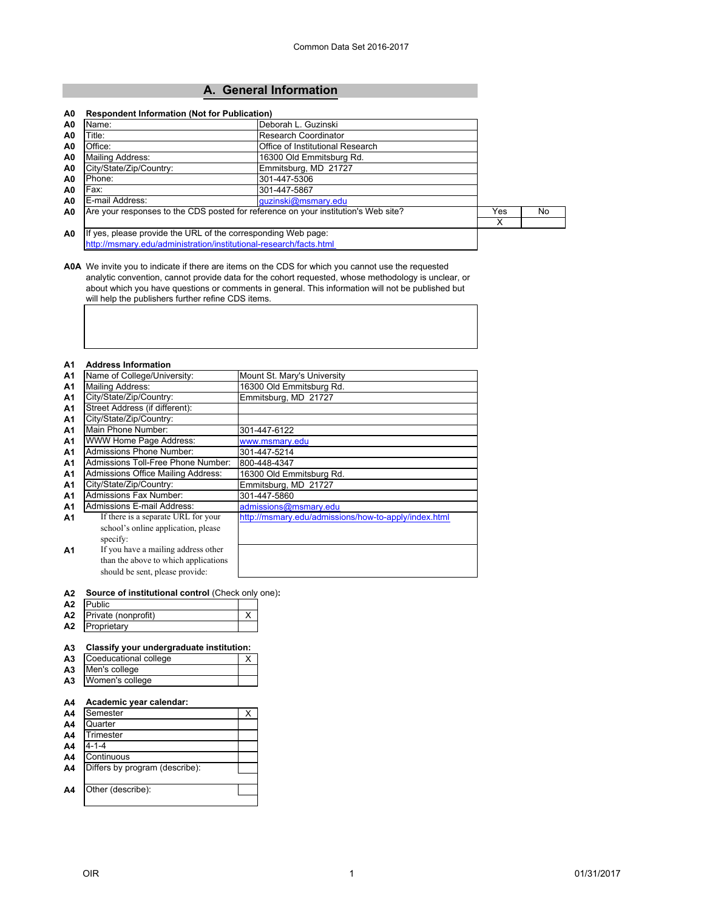Common Data Set 2016-2017

## A. General Information

| | | | | |
|---|---|---|---|---|
| A0 | **Respondent Information (Not for Publication)** | | | |
| A0 | Name: | Deborah L. Guzinski | | |
| A0 | Title: | Research Coordinator | | |
| A0 | Office: | Office of Institutional Research | | |
| A0 | Mailing Address: | 16300 Old Emmitsburg Rd. | | |
| A0 | City/State/Zip/Country: | Emmitsburg, MD 21727 | | |
| A0 | Phone: | 301-447-5306 | | |
| A0 | Fax: | 301-447-5867 | | |
| A0 | E-mail Address: | guzinski@msmary.edu | | |
| A0 | Are your responses to the CDS posted for reference on your institution's Web site? | | Yes | No |
| | | | X | |
| A0 | If yes, please provide the URL of the corresponding Web page: http://msmary.edu/administration/institutional-research/facts.html | | | |

A0A We invite you to indicate if there are items on the CDS for which you cannot use the requested analytic convention, cannot provide data for the cohort requested, whose methodology is unclear, or about which you have questions or comments in general. This information will not be published but will help the publishers further refine CDS items.

| | | |
|---|---|---|
| A1 | **Address Information** | |
| A1 | Name of College/University: | Mount St. Mary's University |
| A1 | Mailing Address: | 16300 Old Emmitsburg Rd. |
| A1 | City/State/Zip/Country: | Emmitsburg, MD 21727 |
| A1 | Street Address (if different): | |
| A1 | City/State/Zip/Country: | |
| A1 | Main Phone Number: | 301-447-6122 |
| A1 | WWW Home Page Address: | www.msmary.edu |
| A1 | Admissions Phone Number: | 301-447-5214 |
| A1 | Admissions Toll-Free Phone Number: | 800-448-4347 |
| A1 | Admissions Office Mailing Address: | 16300 Old Emmitsburg Rd. |
| A1 | City/State/Zip/Country: | Emmitsburg, MD 21727 |
| A1 | Admissions Fax Number: | 301-447-5860 |
| A1 | Admissions E-mail Address: | admissions@msmary.edu |
| A1 | If there is a separate URL for your school's online application, please specify: | http://msmary.edu/admissions/how-to-apply/index.html |
| A1 | If you have a mailing address other than the above to which applications should be sent, please provide: | |

| | | |
|---|---|---|
| A2 | **Source of institutional control** (Check only one): | |
| A2 | Public | |
| A2 | Private (nonprofit) | X |
| A2 | Proprietary | |

| | | |
|---|---|---|
| A3 | **Classify your undergraduate institution:** | |
| A3 | Coeducational college | X |
| A3 | Men's college | |
| A3 | Women's college | |

| | | |
|---|---|---|
| A4 | **Academic year calendar:** | |
| A4 | Semester | X |
| A4 | Quarter | |
| A4 | Trimester | |
| A4 | 4-1-4 | |
| A4 | Continuous | |
| A4 | Differs by program (describe): | |
| A4 | Other (describe): | |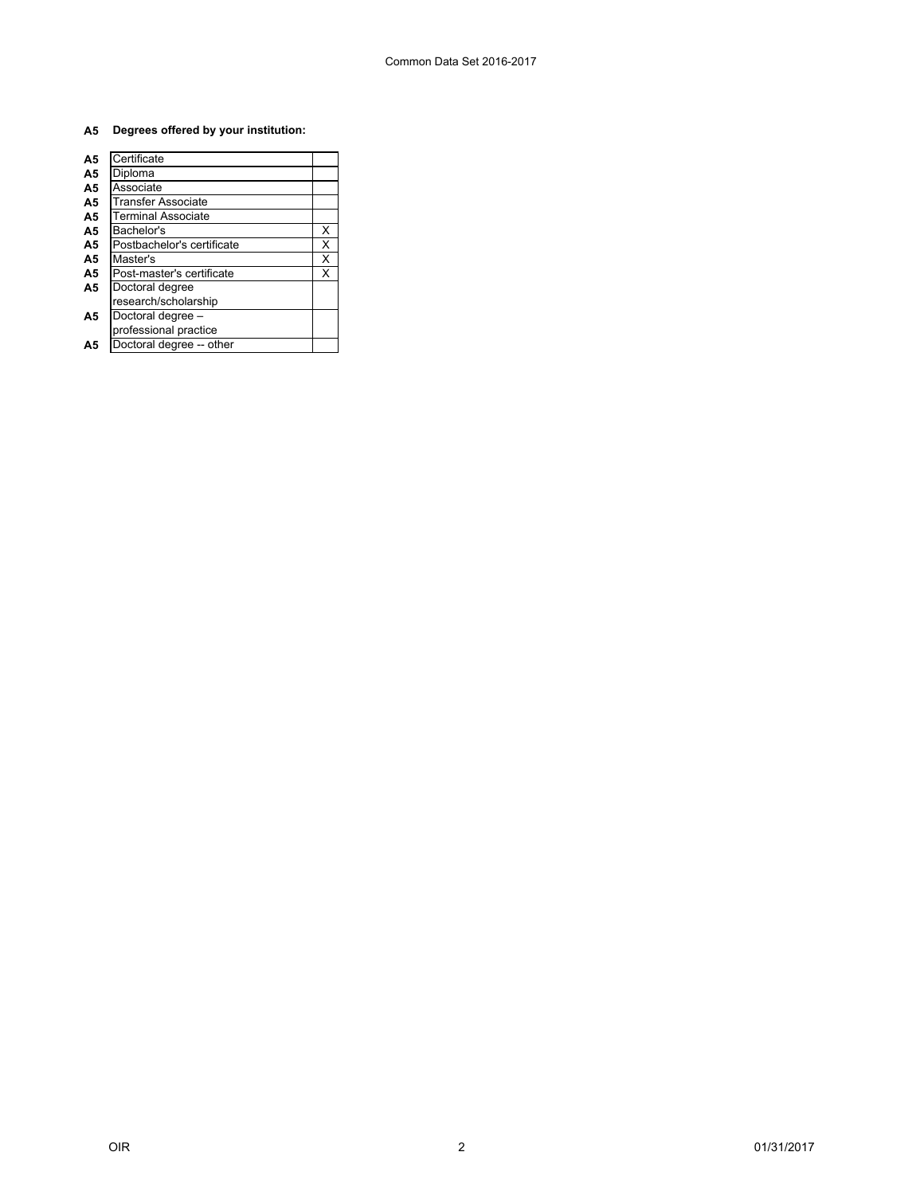**A5 Degrees offered by your institution:**

| | | |
|---|---|---|
| A5 | Certificate | |
| A5 | Diploma | |
| A5 | Associate | |
| A5 | Transfer Associate | |
| A5 | Terminal Associate | |
| A5 | Bachelor's | X |
| A5 | Postbachelor's certificate | X |
| A5 | Master's | X |
| A5 | Post-master's certificate | X |
| A5 | Doctoral degree research/scholarship | |
| A5 | Doctoral degree – professional practice | |
| A5 | Doctoral degree -- other | |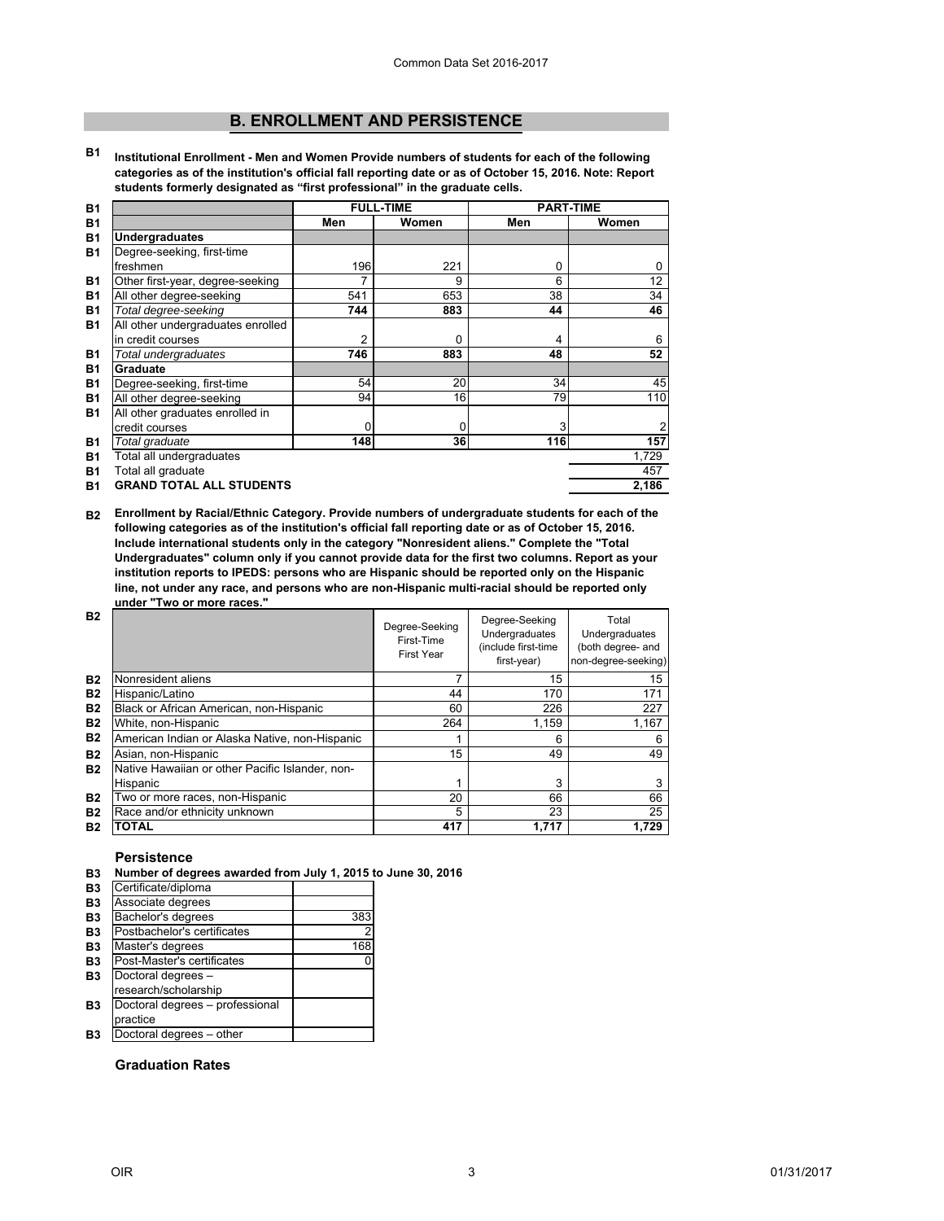## B. ENROLLMENT AND PERSISTENCE

**B1 Institutional Enrollment - Men and Women Provide numbers of students for each of the following categories as of the institution's official fall reporting date or as of October 15, 2016. Note: Report students formerly designated as "first professional" in the graduate cells.**

| | FULL-TIME | | PART-TIME | |
|---|---|---|---|---|
| | Men | Women | Men | Women |
| **Undergraduates** | | | | |
| Degree-seeking, first-time freshmen | 196 | 221 | 0 | 0 |
| Other first-year, degree-seeking | 7 | 9 | 6 | 12 |
| All other degree-seeking | 541 | 653 | 38 | 34 |
| *Total degree-seeking* | **744** | **883** | **44** | **46** |
| All other undergraduates enrolled in credit courses | 2 | 0 | 4 | 6 |
| *Total undergraduates* | **746** | **883** | **48** | **52** |
| **Graduate** | | | | |
| Degree-seeking, first-time | 54 | 20 | 34 | 45 |
| All other degree-seeking | 94 | 16 | 79 | 110 |
| All other graduates enrolled in credit courses | 0 | 0 | 3 | 2 |
| *Total graduate* | **148** | **36** | **116** | **157** |
| Total all undergraduates | | | | 1,729 |
| Total all graduate | | | | 457 |
| **GRAND TOTAL ALL STUDENTS** | | | | **2,186** |

**B2 Enrollment by Racial/Ethnic Category. Provide numbers of undergraduate students for each of the following categories as of the institution's official fall reporting date or as of October 15, 2016. Include international students only in the category "Nonresident aliens." Complete the "Total Undergraduates" column only if you cannot provide data for the first two columns. Report as your institution reports to IPEDS: persons who are Hispanic should be reported only on the Hispanic line, not under any race, and persons who are non-Hispanic multi-racial should be reported only under "Two or more races."**

| | Degree-Seeking First-Time First Year | Degree-Seeking Undergraduates (include first-time first-year) | Total Undergraduates (both degree- and non-degree-seeking) |
|---|---|---|---|
| Nonresident aliens | 7 | 15 | 15 |
| Hispanic/Latino | 44 | 170 | 171 |
| Black or African American, non-Hispanic | 60 | 226 | 227 |
| White, non-Hispanic | 264 | 1,159 | 1,167 |
| American Indian or Alaska Native, non-Hispanic | 1 | 6 | 6 |
| Asian, non-Hispanic | 15 | 49 | 49 |
| Native Hawaiian or other Pacific Islander, non-Hispanic | 1 | 3 | 3 |
| Two or more races, non-Hispanic | 20 | 66 | 66 |
| Race and/or ethnicity unknown | 5 | 23 | 25 |
| **TOTAL** | **417** | **1,717** | **1,729** |

### Persistence

**B3 Number of degrees awarded from July 1, 2015 to June 30, 2016**

| | |
|---|---|
| Certificate/diploma | |
| Associate degrees | |
| Bachelor's degrees | 383 |
| Postbachelor's certificates | 2 |
| Master's degrees | 168 |
| Post-Master's certificates | 0 |
| Doctoral degrees – research/scholarship | |
| Doctoral degrees – professional practice | |
| Doctoral degrees – other | |

### Graduation Rates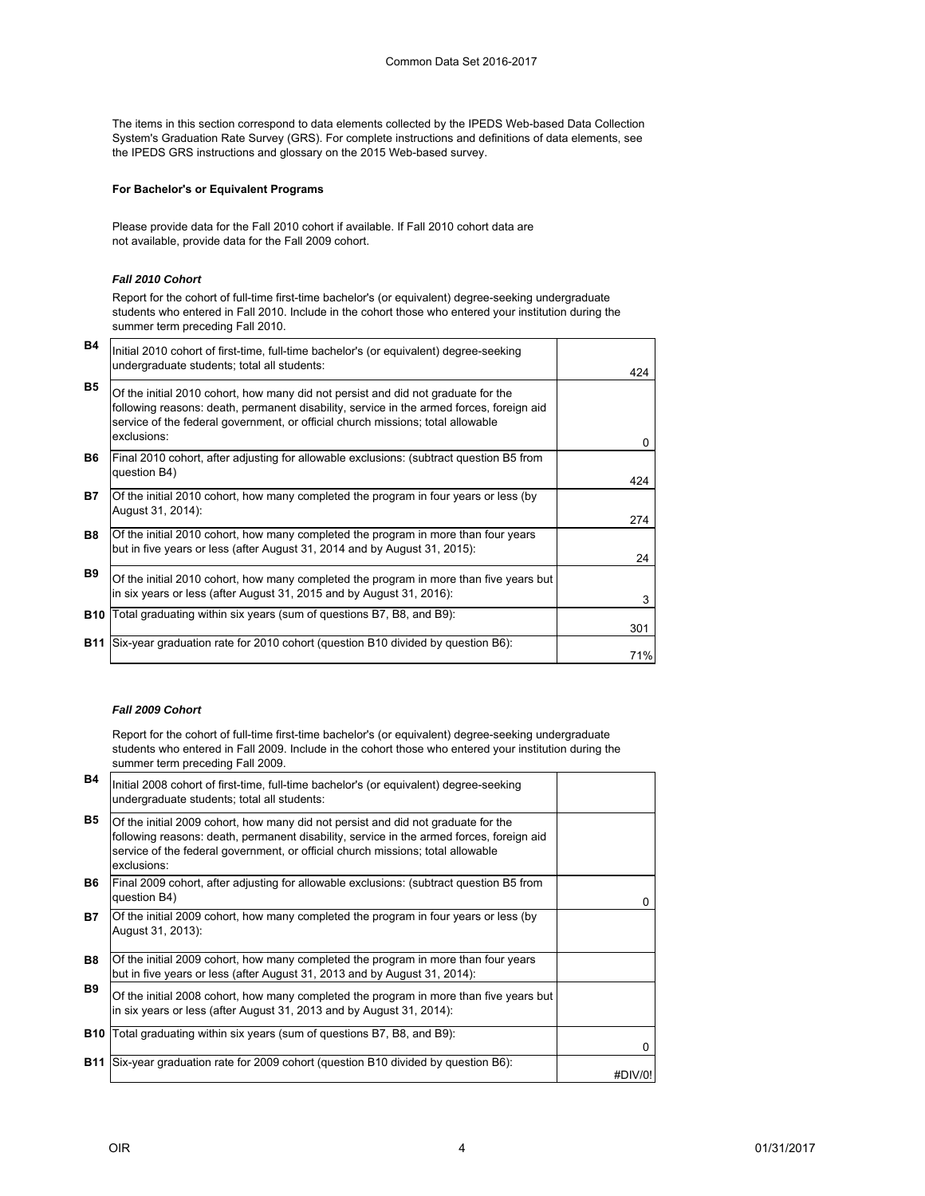The items in this section correspond to data elements collected by the IPEDS Web-based Data Collection System's Graduation Rate Survey (GRS). For complete instructions and definitions of data elements, see the IPEDS GRS instructions and glossary on the 2015 Web-based survey.

**For Bachelor's or Equivalent Programs**

Please provide data for the Fall 2010 cohort if available. If Fall 2010 cohort data are not available, provide data for the Fall 2009 cohort.

***Fall 2010 Cohort***

Report for the cohort of full-time first-time bachelor's (or equivalent) degree-seeking undergraduate students who entered in Fall 2010. Include in the cohort those who entered your institution during the summer term preceding Fall 2010.

| | | |
|---|---|---|
| **B4** | Initial 2010 cohort of first-time, full-time bachelor's (or equivalent) degree-seeking undergraduate students; total all students: | 424 |
| **B5** | Of the initial 2010 cohort, how many did not persist and did not graduate for the following reasons: death, permanent disability, service in the armed forces, foreign aid service of the federal government, or official church missions; total allowable exclusions: | 0 |
| **B6** | Final 2010 cohort, after adjusting for allowable exclusions: (subtract question B5 from question B4) | 424 |
| **B7** | Of the initial 2010 cohort, how many completed the program in four years or less (by August 31, 2014): | 274 |
| **B8** | Of the initial 2010 cohort, how many completed the program in more than four years but in five years or less (after August 31, 2014 and by August 31, 2015): | 24 |
| **B9** | Of the initial 2010 cohort, how many completed the program in more than five years but in six years or less (after August 31, 2015 and by August 31, 2016): | 3 |
| **B10** | Total graduating within six years (sum of questions B7, B8, and B9): | 301 |
| **B11** | Six-year graduation rate for 2010 cohort (question B10 divided by question B6): | 71% |

***Fall 2009 Cohort***

Report for the cohort of full-time first-time bachelor's (or equivalent) degree-seeking undergraduate students who entered in Fall 2009. Include in the cohort those who entered your institution during the summer term preceding Fall 2009.

| | | |
|---|---|---|
| **B4** | Initial 2008 cohort of first-time, full-time bachelor's (or equivalent) degree-seeking undergraduate students; total all students: | |
| **B5** | Of the initial 2009 cohort, how many did not persist and did not graduate for the following reasons: death, permanent disability, service in the armed forces, foreign aid service of the federal government, or official church missions; total allowable exclusions: | |
| **B6** | Final 2009 cohort, after adjusting for allowable exclusions: (subtract question B5 from question B4) | 0 |
| **B7** | Of the initial 2009 cohort, how many completed the program in four years or less (by August 31, 2013): | |
| **B8** | Of the initial 2009 cohort, how many completed the program in more than four years but in five years or less (after August 31, 2013 and by August 31, 2014): | |
| **B9** | Of the initial 2008 cohort, how many completed the program in more than five years but in six years or less (after August 31, 2013 and by August 31, 2014): | |
| **B10** | Total graduating within six years (sum of questions B7, B8, and B9): | 0 |
| **B11** | Six-year graduation rate for 2009 cohort (question B10 divided by question B6): | #DIV/0! |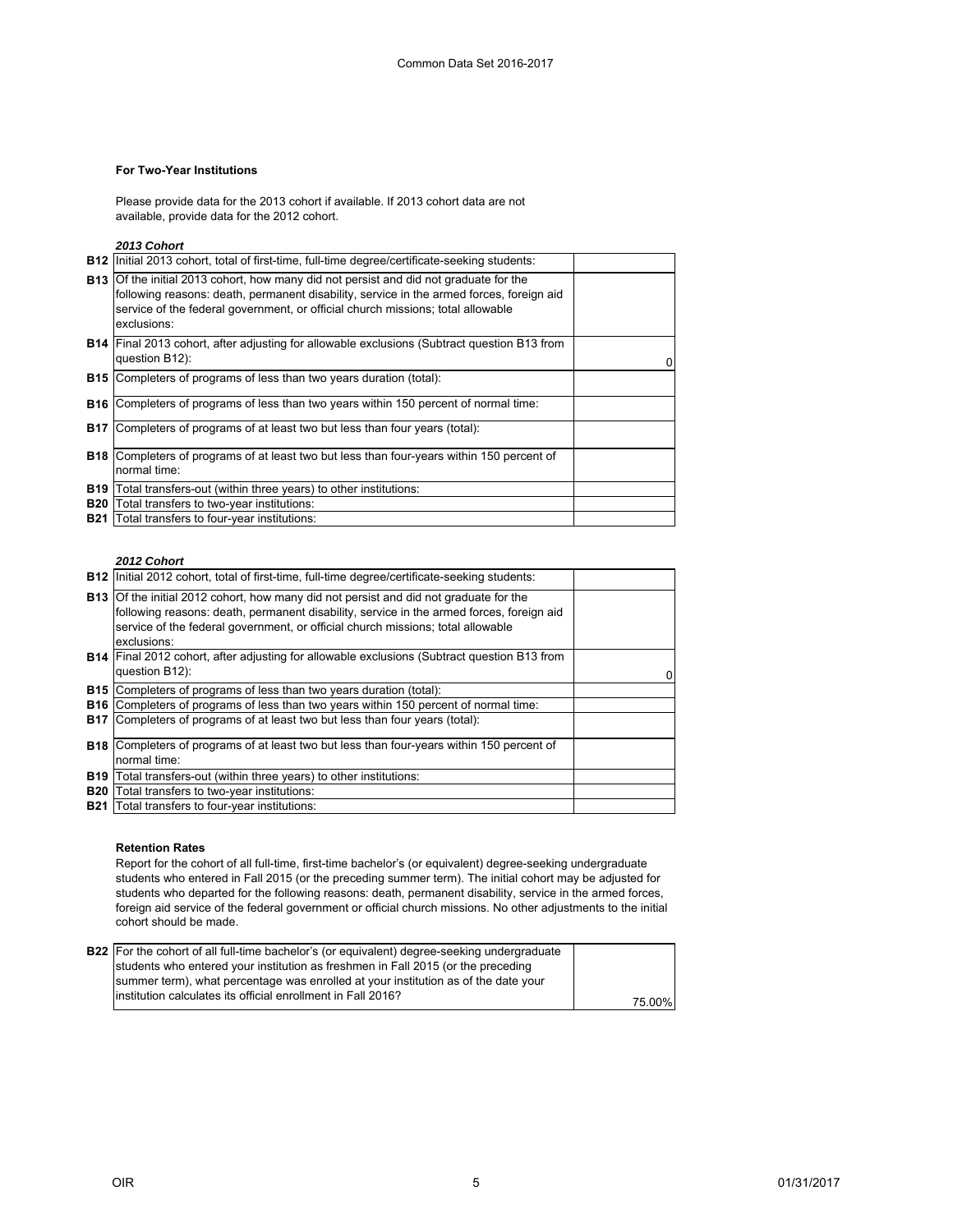### For Two-Year Institutions

Please provide data for the 2013 cohort if available. If 2013 cohort data are not available, provide data for the 2012 cohort.

***2013 Cohort***

| | | |
|---|---|---|
| **B12** | Initial 2013 cohort, total of first-time, full-time degree/certificate-seeking students: | |
| **B13** | Of the initial 2013 cohort, how many did not persist and did not graduate for the following reasons: death, permanent disability, service in the armed forces, foreign aid service of the federal government, or official church missions; total allowable exclusions: | |
| **B14** | Final 2013 cohort, after adjusting for allowable exclusions (Subtract question B13 from question B12): | 0 |
| **B15** | Completers of programs of less than two years duration (total): | |
| **B16** | Completers of programs of less than two years within 150 percent of normal time: | |
| **B17** | Completers of programs of at least two but less than four years (total): | |
| **B18** | Completers of programs of at least two but less than four-years within 150 percent of normal time: | |
| **B19** | Total transfers-out (within three years) to other institutions: | |
| **B20** | Total transfers to two-year institutions: | |
| **B21** | Total transfers to four-year institutions: | |

***2012 Cohort***

| | | |
|---|---|---|
| **B12** | Initial 2012 cohort, total of first-time, full-time degree/certificate-seeking students: | |
| **B13** | Of the initial 2012 cohort, how many did not persist and did not graduate for the following reasons: death, permanent disability, service in the armed forces, foreign aid service of the federal government, or official church missions; total allowable exclusions: | |
| **B14** | Final 2012 cohort, after adjusting for allowable exclusions (Subtract question B13 from question B12): | 0 |
| **B15** | Completers of programs of less than two years duration (total): | |
| **B16** | Completers of programs of less than two years within 150 percent of normal time: | |
| **B17** | Completers of programs of at least two but less than four years (total): | |
| **B18** | Completers of programs of at least two but less than four-years within 150 percent of normal time: | |
| **B19** | Total transfers-out (within three years) to other institutions: | |
| **B20** | Total transfers to two-year institutions: | |
| **B21** | Total transfers to four-year institutions: | |

### Retention Rates

Report for the cohort of all full-time, first-time bachelor's (or equivalent) degree-seeking undergraduate students who entered in Fall 2015 (or the preceding summer term). The initial cohort may be adjusted for students who departed for the following reasons: death, permanent disability, service in the armed forces, foreign aid service of the federal government or official church missions. No other adjustments to the initial cohort should be made.

| | | |
|---|---|---|
| **B22** | For the cohort of all full-time bachelor's (or equivalent) degree-seeking undergraduate students who entered your institution as freshmen in Fall 2015 (or the preceding summer term), what percentage was enrolled at your institution as of the date your institution calculates its official enrollment in Fall 2016? | 75.00% |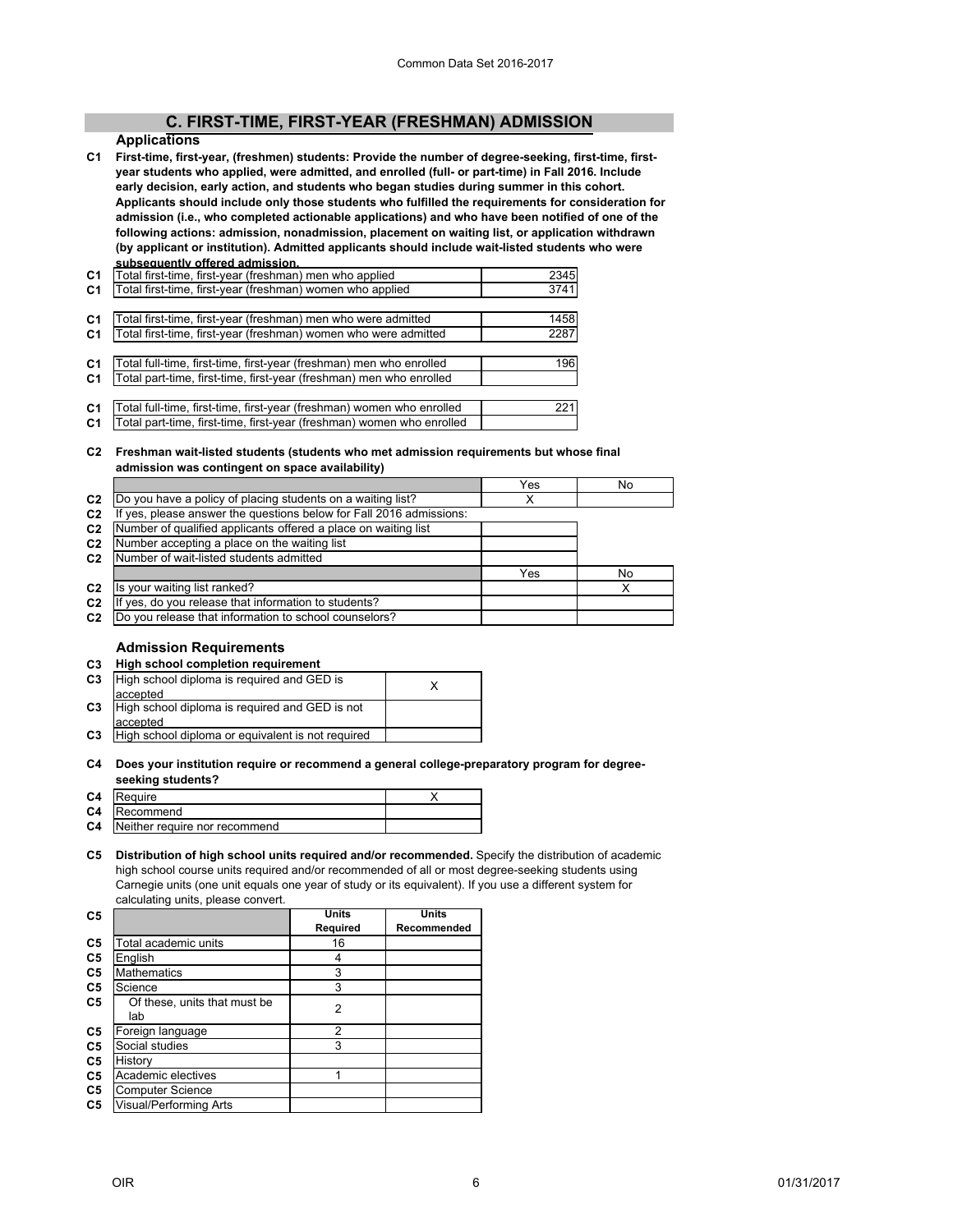## C. FIRST-TIME, FIRST-YEAR (FRESHMAN) ADMISSION

### Applications

**C1 First-time, first-year, (freshmen) students: Provide the number of degree-seeking, first-time, first-year students who applied, were admitted, and enrolled (full- or part-time) in Fall 2016. Include early decision, early action, and students who began studies during summer in this cohort. Applicants should include only those students who fulfilled the requirements for consideration for admission (i.e., who completed actionable applications) and who have been notified of one of the following actions: admission, nonadmission, placement on waiting list, or application withdrawn (by applicant or institution). Admitted applicants should include wait-listed students who were subsequently offered admission.**

| | | |
|---|---|---|
| C1 | Total first-time, first-year (freshman) men who applied | 2345 |
| C1 | Total first-time, first-year (freshman) women who applied | 3741 |
| C1 | Total first-time, first-year (freshman) men who were admitted | 1458 |
| C1 | Total first-time, first-year (freshman) women who were admitted | 2287 |
| C1 | Total full-time, first-time, first-year (freshman) men who enrolled | 196 |
| C1 | Total part-time, first-time, first-year (freshman) men who enrolled | |
| C1 | Total full-time, first-time, first-year (freshman) women who enrolled | 221 |
| C1 | Total part-time, first-time, first-year (freshman) women who enrolled | |

**C2 Freshman wait-listed students (students who met admission requirements but whose final admission was contingent on space availability)**

| | | Yes | No |
|---|---|---|---|
| C2 | Do you have a policy of placing students on a waiting list? | X | |
| C2 | If yes, please answer the questions below for Fall 2016 admissions: | | |
| C2 | Number of qualified applicants offered a place on waiting list | | |
| C2 | Number accepting a place on the waiting list | | |
| C2 | Number of wait-listed students admitted | | |
| | | Yes | No |
| C2 | Is your waiting list ranked? | | X |
| C2 | If yes, do you release that information to students? | | |
| C2 | Do you release that information to school counselors? | | |

### Admission Requirements

**C3 High school completion requirement**

| | | |
|---|---|---|
| C3 | High school diploma is required and GED is accepted | X |
| C3 | High school diploma is required and GED is not accepted | |
| C3 | High school diploma or equivalent is not required | |

**C4 Does your institution require or recommend a general college-preparatory program for degree-seeking students?**

| | | |
|---|---|---|
| C4 | Require | X |
| C4 | Recommend | |
| C4 | Neither require nor recommend | |

**C5 Distribution of high school units required and/or recommended.** Specify the distribution of academic high school course units required and/or recommended of all or most degree-seeking students using Carnegie units (one unit equals one year of study or its equivalent). If you use a different system for calculating units, please convert.

| C5 | | Units Required | Units Recommended |
|---|---|---|---|
| C5 | Total academic units | 16 | |
| C5 | English | 4 | |
| C5 | Mathematics | 3 | |
| C5 | Science | 3 | |
| C5 | Of these, units that must be lab | 2 | |
| C5 | Foreign language | 2 | |
| C5 | Social studies | 3 | |
| C5 | History | | |
| C5 | Academic electives | 1 | |
| C5 | Computer Science | | |
| C5 | Visual/Performing Arts | | |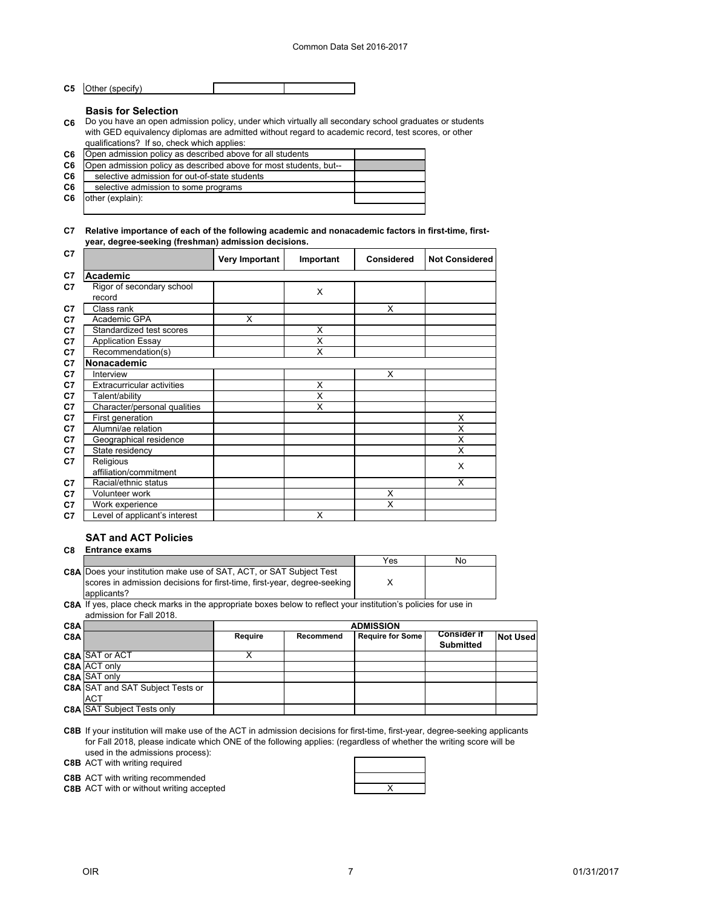| C5 | Other (specify) | | |
|---|---|---|---|

### Basis for Selection

**C6** Do you have an open admission policy, under which virtually all secondary school graduates or students with GED equivalency diplomas are admitted without regard to academic record, test scores, or other qualifications? If so, check which applies:

| | | |
|---|---|---|
| C6 | Open admission policy as described above for all students | |
| C6 | Open admission policy as described above for most students, but-- | |
| C6 | selective admission for out-of-state students | |
| C6 | selective admission to some programs | |
| C6 | other (explain): | |

**C7 Relative importance of each of the following academic and nonacademic factors in first-time, first-year, degree-seeking (freshman) admission decisions.**

| C7 | | Very Important | Important | Considered | Not Considered |
|---|---|---|---|---|---|
| C7 | **Academic** | | | | |
| C7 | Rigor of secondary school record | | X | | |
| C7 | Class rank | | | X | |
| C7 | Academic GPA | X | | | |
| C7 | Standardized test scores | | X | | |
| C7 | Application Essay | | X | | |
| C7 | Recommendation(s) | | X | | |
| C7 | **Nonacademic** | | | | |
| C7 | Interview | | | X | |
| C7 | Extracurricular activities | | X | | |
| C7 | Talent/ability | | X | | |
| C7 | Character/personal qualities | | X | | |
| C7 | First generation | | | | X |
| C7 | Alumni/ae relation | | | | X |
| C7 | Geographical residence | | | | X |
| C7 | State residency | | | | X |
| C7 | Religious affiliation/commitment | | | | X |
| C7 | Racial/ethnic status | | | | X |
| C7 | Volunteer work | | | X | |
| C7 | Work experience | | | X | |
| C7 | Level of applicant's interest | | X | | |

### SAT and ACT Policies

**C8 Entrance exams**

| | | Yes | No |
|---|---|---|---|
| C8A | Does your institution make use of SAT, ACT, or SAT Subject Test scores in admission decisions for first-time, first-year, degree-seeking applicants? | X | |

**C8A** If yes, place check marks in the appropriate boxes below to reflect your institution's policies for use in admission for Fall 2018.

| C8A | | ADMISSION | | | | |
|---|---|---|---|---|---|---|
| C8A | | Require | Recommend | Require for Some | Consider if Submitted | Not Used |
| C8A | SAT or ACT | X | | | | |
| C8A | ACT only | | | | | |
| C8A | SAT only | | | | | |
| C8A | SAT and SAT Subject Tests or ACT | | | | | |
| C8A | SAT Subject Tests only | | | | | |

**C8B** If your institution will make use of the ACT in admission decisions for first-time, first-year, degree-seeking applicants for Fall 2018, please indicate which ONE of the following applies: (regardless of whether the writing score will be used in the admissions process):

| | | |
|---|---|---|
| C8B | ACT with writing required | |
| C8B | ACT with writing recommended | |
| C8B | ACT with or without writing accepted | X |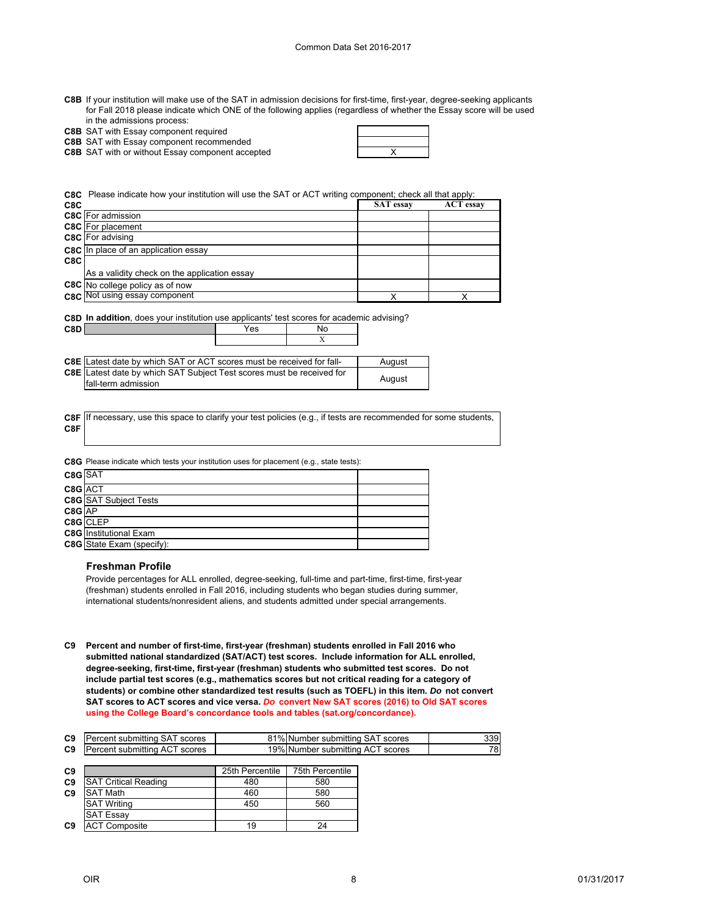**C8B** If your institution will make use of the SAT in admission decisions for first-time, first-year, degree-seeking applicants for Fall 2018 please indicate which ONE of the following applies (regardless of whether the Essay score will be used in the admissions process:

| | | |
|---|---|---|
| C8B | SAT with Essay component required | |
| C8B | SAT with Essay component recommended | |
| C8B | SAT with or without Essay component accepted | X |

**C8C** Please indicate how your institution will use the SAT or ACT writing component; check all that apply:

| C8C | | SAT essay | ACT essay |
|---|---|---|---|
| C8C | For admission | | |
| C8C | For placement | | |
| C8C | For advising | | |
| C8C | In place of an application essay | | |
| C8C | As a validity check on the application essay | | |
| C8C | No college policy as of now | | |
| C8C | Not using essay component | X | X |

**C8D** **In addition**, does your institution use applicants' test scores for academic advising?

| C8D | | Yes | No |
|---|---|---|---|
| | | | X |

| | | |
|---|---|---|
| C8E | Latest date by which SAT or ACT scores must be received for fall- | August |
| C8E | Latest date by which SAT Subject Test scores must be received for fall-term admission | August |

**C8F** If necessary, use this space to clarify your test policies (e.g., if tests are recommended for some students,

**C8G** Please indicate which tests your institution uses for placement (e.g., state tests):

| | | |
|---|---|---|
| C8G | SAT | |
| C8G | ACT | |
| C8G | SAT Subject Tests | |
| C8G | AP | |
| C8G | CLEP | |
| C8G | Institutional Exam | |
| C8G | State Exam (specify): | |

### Freshman Profile

Provide percentages for ALL enrolled, degree-seeking, full-time and part-time, first-time, first-year (freshman) students enrolled in Fall 2016, including students who began studies during summer, international students/nonresident aliens, and students admitted under special arrangements.

**C9 Percent and number of first-time, first-year (freshman) students enrolled in Fall 2016 who submitted national standardized (SAT/ACT) test scores. Include information for ALL enrolled, degree-seeking, first-time, first-year (freshman) students who submitted test scores. Do not include partial test scores (e.g., mathematics scores but not critical reading for a category of students) or combine other standardized test results (such as TOEFL) in this item. *Do* not convert SAT scores to ACT scores and vice versa. *Do* convert New SAT scores (2016) to Old SAT scores using the College Board's concordance tools and tables (sat.org/concordance).**

| | | | | |
|---|---|---|---|---|
| C9 | Percent submitting SAT scores | 81% | Number submitting SAT scores | 339 |
| C9 | Percent submitting ACT scores | 19% | Number submitting ACT scores | 78 |

| C9 | | 25th Percentile | 75th Percentile |
|---|---|---|---|
| C9 | SAT Critical Reading | 480 | 580 |
| C9 | SAT Math | 460 | 580 |
| | SAT Writing | 450 | 560 |
| | SAT Essay | | |
| C9 | ACT Composite | 19 | 24 |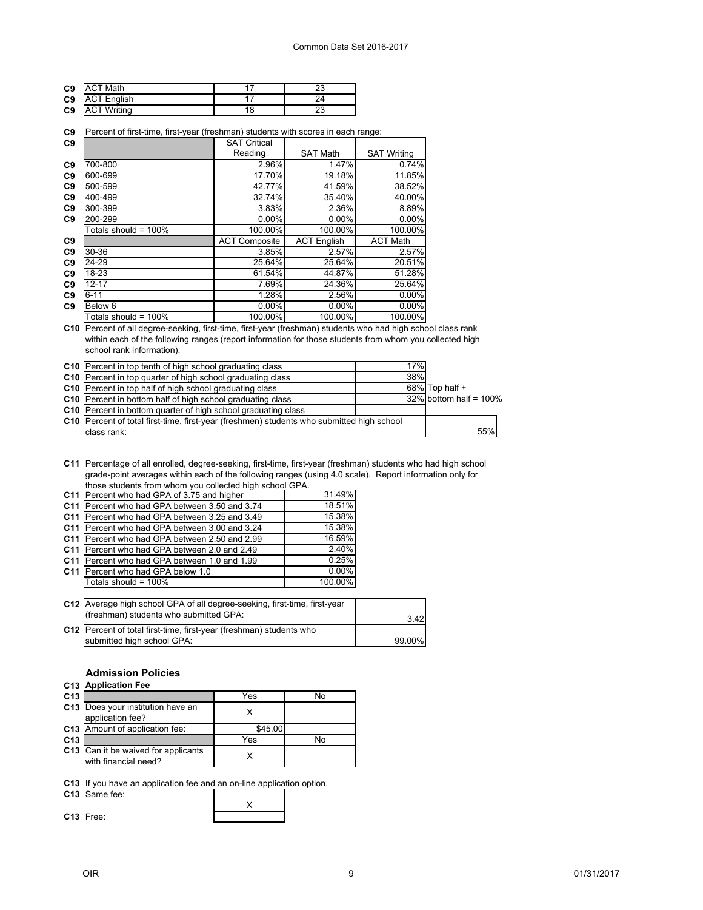| | | | |
|---|---|---|---|
| C9 | ACT Math | 17 | 23 |
| C9 | ACT English | 17 | 24 |
| C9 | ACT Writing | 18 | 23 |

**C9** Percent of first-time, first-year (freshman) students with scores in each range:

| | | SAT Critical Reading | SAT Math | SAT Writing |
|---|---|---|---|---|
| C9 | 700-800 | 2.96% | 1.47% | 0.74% |
| C9 | 600-699 | 17.70% | 19.18% | 11.85% |
| C9 | 500-599 | 42.77% | 41.59% | 38.52% |
| C9 | 400-499 | 32.74% | 35.40% | 40.00% |
| C9 | 300-399 | 3.83% | 2.36% | 8.89% |
| C9 | 200-299 | 0.00% | 0.00% | 0.00% |
| | Totals should = 100% | 100.00% | 100.00% | 100.00% |
| C9 | | ACT Composite | ACT English | ACT Math |
| C9 | 30-36 | 3.85% | 2.57% | 2.57% |
| C9 | 24-29 | 25.64% | 25.64% | 20.51% |
| C9 | 18-23 | 61.54% | 44.87% | 51.28% |
| C9 | 12-17 | 7.69% | 24.36% | 25.64% |
| C9 | 6-11 | 1.28% | 2.56% | 0.00% |
| C9 | Below 6 | 0.00% | 0.00% | 0.00% |
| | Totals should = 100% | 100.00% | 100.00% | 100.00% |

**C10** Percent of all degree-seeking, first-time, first-year (freshman) students who had high school class rank within each of the following ranges (report information for those students from whom you collected high school rank information).

| | | | |
|---|---|---|---|
| C10 | Percent in top tenth of high school graduating class | 17% | |
| C10 | Percent in top quarter of high school graduating class | 38% | |
| C10 | Percent in top half of high school graduating class | 68% | Top half + |
| C10 | Percent in bottom half of high school graduating class | 32% | bottom half = 100% |
| C10 | Percent in bottom quarter of high school graduating class | | |
| C10 | Percent of total first-time, first-year (freshmen) students who submitted high school class rank: | | 55% |

**C11** Percentage of all enrolled, degree-seeking, first-time, first-year (freshman) students who had high school grade-point averages within each of the following ranges (using 4.0 scale). Report information only for those students from whom you collected high school GPA.

| | | |
|---|---|---|
| C11 | Percent who had GPA of 3.75 and higher | 31.49% |
| C11 | Percent who had GPA between 3.50 and 3.74 | 18.51% |
| C11 | Percent who had GPA between 3.25 and 3.49 | 15.38% |
| C11 | Percent who had GPA between 3.00 and 3.24 | 15.38% |
| C11 | Percent who had GPA between 2.50 and 2.99 | 16.59% |
| C11 | Percent who had GPA between 2.0 and 2.49 | 2.40% |
| C11 | Percent who had GPA between 1.0 and 1.99 | 0.25% |
| C11 | Percent who had GPA below 1.0 | 0.00% |
| | Totals should = 100% | 100.00% |

| | | |
|---|---|---|
| C12 | Average high school GPA of all degree-seeking, first-time, first-year (freshman) students who submitted GPA: | 3.42 |
| C12 | Percent of total first-time, first-year (freshman) students who submitted high school GPA: | 99.00% |

## Admission Policies

### C13 Application Fee

| | | Yes | No |
|---|---|---|---|
| C13 | Does your institution have an application fee? | X | |
| C13 | Amount of application fee: | $45.00 | |
| C13 | | Yes | No |
| C13 | Can it be waived for applicants with financial need? | X | |

**C13** If you have an application fee and an on-line application option,

| | | |
|---|---|---|
| C13 | Same fee: | X |
| C13 | Free: | |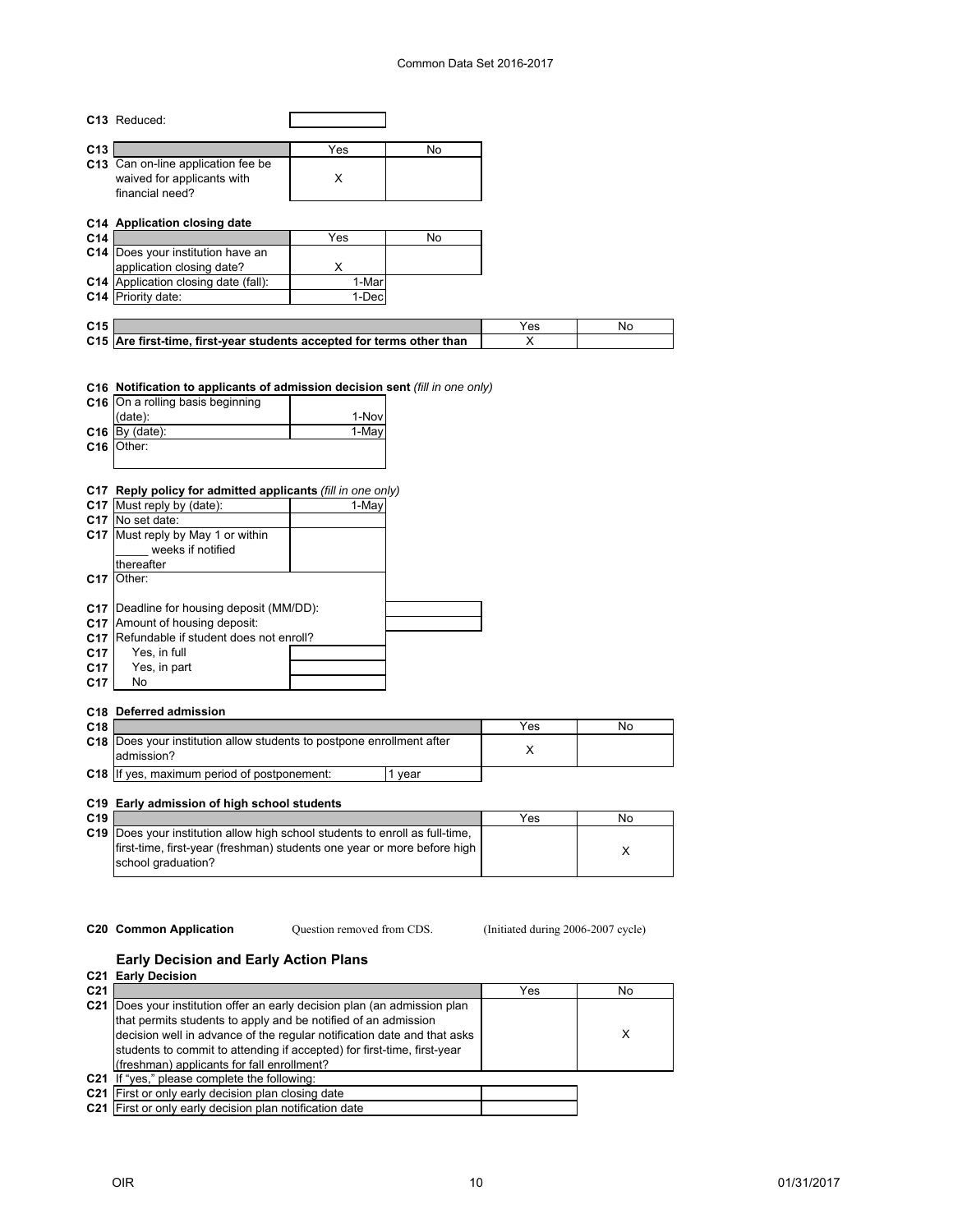| | | | |
|---|---|---|---|
| C13 | Reduced: | | |

| | | Yes | No |
|---|---|---|---|
| C13 | Can on-line application fee be waived for applicants with financial need? | X | |

**C14 Application closing date**

| | | Yes | No |
|---|---|---|---|
| C14 | Does your institution have an application closing date? | X | |
| C14 | Application closing date (fall): | 1-Mar | |
| C14 | Priority date: | 1-Dec | |

| | | Yes | No |
|---|---|---|---|
| C15 | Are first-time, first-year students accepted for terms other than | X | |

**C16 Notification to applicants of admission decision sent** *(fill in one only)*

| | | |
|---|---|---|
| C16 | On a rolling basis beginning (date): | 1-Nov |
| C16 | By (date): | 1-May |
| C16 | Other: | |

**C17 Reply policy for admitted applicants** *(fill in one only)*

| | | |
|---|---|---|
| C17 | Must reply by (date): | 1-May |
| C17 | No set date: | |
| C17 | Must reply by May 1 or within _____ weeks if notified thereafter | |
| C17 | Other: | |
| C17 | Deadline for housing deposit (MM/DD): | |
| C17 | Amount of housing deposit: | |
| C17 | Refundable if student does not enroll? | |
| C17 | Yes, in full | |
| C17 | Yes, in part | |
| C17 | No | |

**C18 Deferred admission**

| | | Yes | No |
|---|---|---|---|
| C18 | Does your institution allow students to postpone enrollment after admission? | X | |
| C18 | If yes, maximum period of postponement: | 1 year | |

**C19 Early admission of high school students**

| | | Yes | No |
|---|---|---|---|
| C19 | Does your institution allow high school students to enroll as full-time, first-time, first-year (freshman) students one year or more before high school graduation? | | X |

**C20 Common Application** Question removed from CDS. (Initiated during 2006-2007 cycle)

## Early Decision and Early Action Plans

**C21 Early Decision**

| | | Yes | No |
|---|---|---|---|
| C21 | Does your institution offer an early decision plan (an admission plan that permits students to apply and be notified of an admission decision well in advance of the regular notification date and that asks students to commit to attending if accepted) for first-time, first-year (freshman) applicants for fall enrollment? | | X |
| C21 | If "yes," please complete the following: | | |
| C21 | First or only early decision plan closing date | | |
| C21 | First or only early decision plan notification date | | |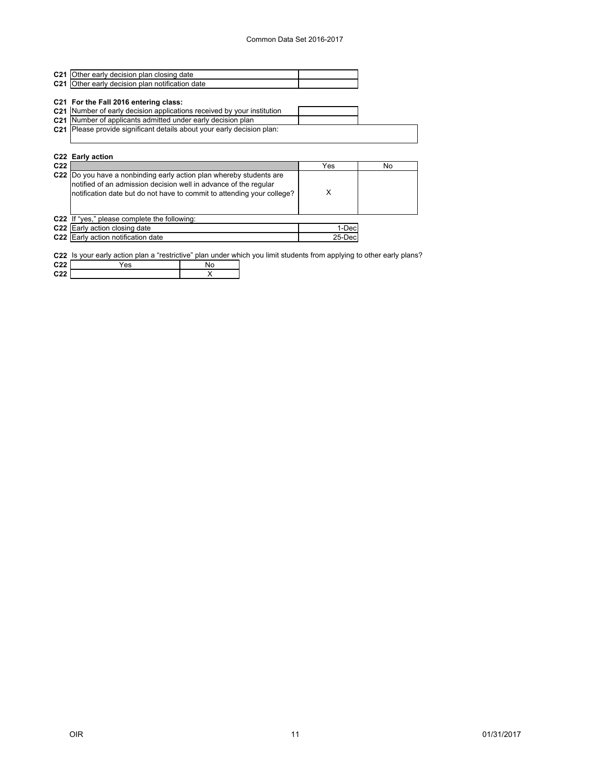| | | |
|---|---|---|
| C21 | Other early decision plan closing date | |
| C21 | Other early decision plan notification date | |

**C21 For the Fall 2016 entering class:**

| | | |
|---|---|---|
| C21 | Number of early decision applications received by your institution | |
| C21 | Number of applicants admitted under early decision plan | |
| C21 | Please provide significant details about your early decision plan: | |

**C22 Early action**

| | | Yes | No |
|---|---|---|---|
| C22 | Do you have a nonbinding early action plan whereby students are notified of an admission decision well in advance of the regular notification date but do not have to commit to attending your college? | X | |

C22 If "yes," please complete the following:

| | | |
|---|---|---|
| C22 | Early action closing date | 1-Dec |
| C22 | Early action notification date | 25-Dec |

C22 Is your early action plan a "restrictive" plan under which you limit students from applying to other early plans?

| | Yes | No |
|---|---|---|
| C22 | | X |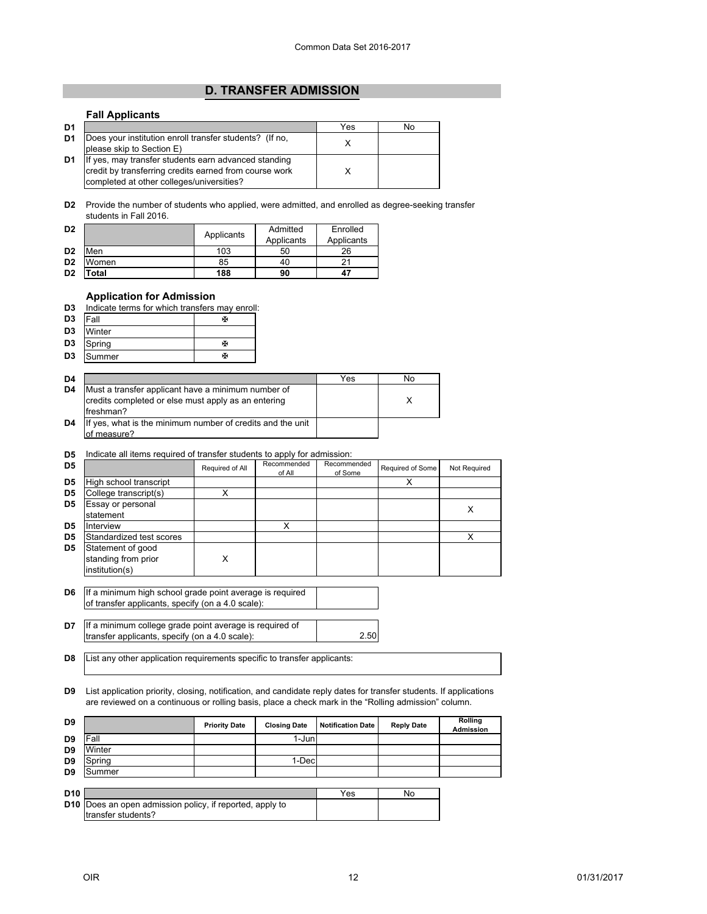## D. TRANSFER ADMISSION

### Fall Applicants

| D1 | | Yes | No |
|---|---|---|---|
| D1 | Does your institution enroll transfer students? (If no, please skip to Section E) | X | |
| D1 | If yes, may transfer students earn advanced standing credit by transferring credits earned from course work completed at other colleges/universities? | X | |

**D2** Provide the number of students who applied, were admitted, and enrolled as degree-seeking transfer students in Fall 2016.

| D2 | | Applicants | Admitted Applicants | Enrolled Applicants |
|---|---|---|---|---|
| D2 | Men | 103 | 50 | 26 |
| D2 | Women | 85 | 40 | 21 |
| D2 | **Total** | **188** | **90** | **47** |

### Application for Admission

**D3** Indicate terms for which transfers may enroll:

| D3 | Term | |
|---|---|---|
| D3 | Fall | ✠ |
| D3 | Winter | |
| D3 | Spring | ✠ |
| D3 | Summer | ✠ |

| D4 | | Yes | No |
|---|---|---|---|
| D4 | Must a transfer applicant have a minimum number of credits completed or else must apply as an entering freshman? | | X |
| D4 | If yes, what is the minimum number of credits and the unit of measure? | | |

**D5** Indicate all items required of transfer students to apply for admission:

| D5 | | Required of All | Recommended of All | Recommended of Some | Required of Some | Not Required |
|---|---|---|---|---|---|---|
| D5 | High school transcript | | | | X | |
| D5 | College transcript(s) | X | | | | |
| D5 | Essay or personal statement | | | | | X |
| D5 | Interview | | X | | | |
| D5 | Standardized test scores | | | | | X |
| D5 | Statement of good standing from prior institution(s) | X | | | | |

| D6 | If a minimum high school grade point average is required of transfer applicants, specify (on a 4.0 scale): | |
|---|---|---|

| D7 | If a minimum college grade point average is required of transfer applicants, specify (on a 4.0 scale): | 2.50 |
|---|---|---|

**D8** List any other application requirements specific to transfer applicants:

**D9** List application priority, closing, notification, and candidate reply dates for transfer students. If applications are reviewed on a continuous or rolling basis, place a check mark in the "Rolling admission" column.

| D9 | | Priority Date | Closing Date | Notification Date | Reply Date | Rolling Admission |
|---|---|---|---|---|---|---|
| D9 | Fall | | 1-Jun | | | |
| D9 | Winter | | | | | |
| D9 | Spring | | 1-Dec | | | |
| D9 | Summer | | | | | |

| D10 | | Yes | No |
|---|---|---|---|
| D10 | Does an open admission policy, if reported, apply to transfer students? | | |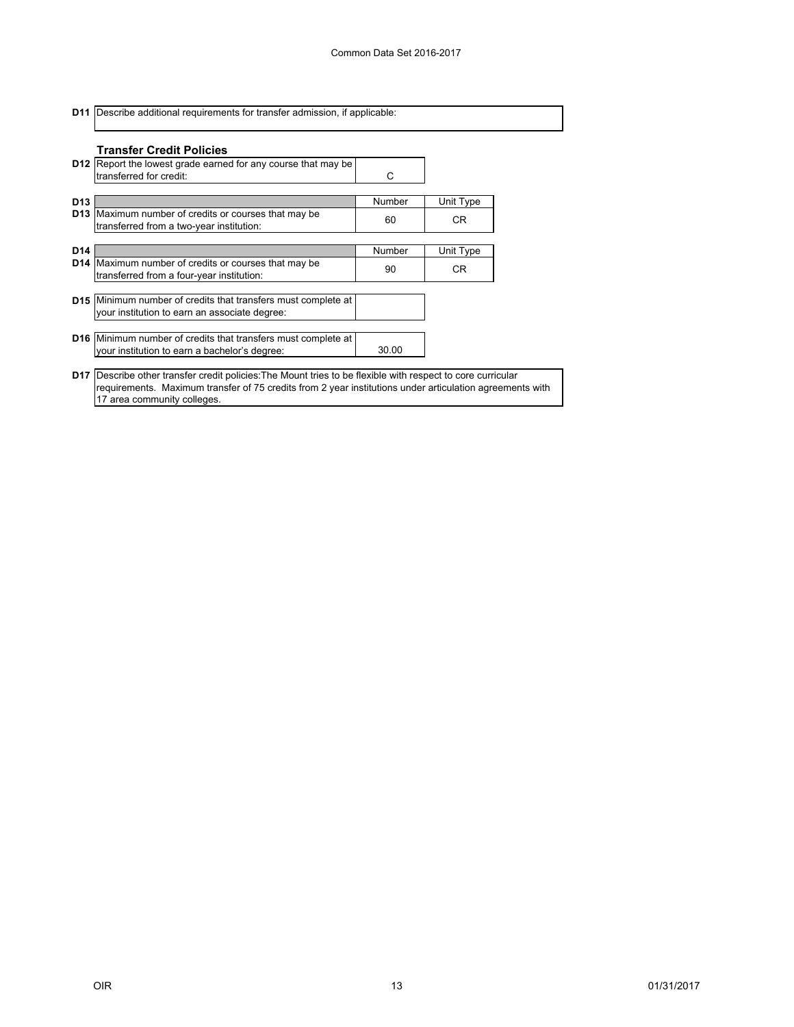**D11** Describe additional requirements for transfer admission, if applicable:

### Transfer Credit Policies

| | | |
|---|---|---|
| **D12** | Report the lowest grade earned for any course that may be transferred for credit: | C |

| | | Number | Unit Type |
|---|---|---|---|
| **D13** | Maximum number of credits or courses that may be transferred from a two-year institution: | 60 | CR |

| | | Number | Unit Type |
|---|---|---|---|
| **D14** | Maximum number of credits or courses that may be transferred from a four-year institution: | 90 | CR |

| | | |
|---|---|---|
| **D15** | Minimum number of credits that transfers must complete at your institution to earn an associate degree: | |
| **D16** | Minimum number of credits that transfers must complete at your institution to earn a bachelor's degree: | 30.00 |

**D17** Describe other transfer credit policies:The Mount tries to be flexible with respect to core curricular requirements. Maximum transfer of 75 credits from 2 year institutions under articulation agreements with 17 area community colleges.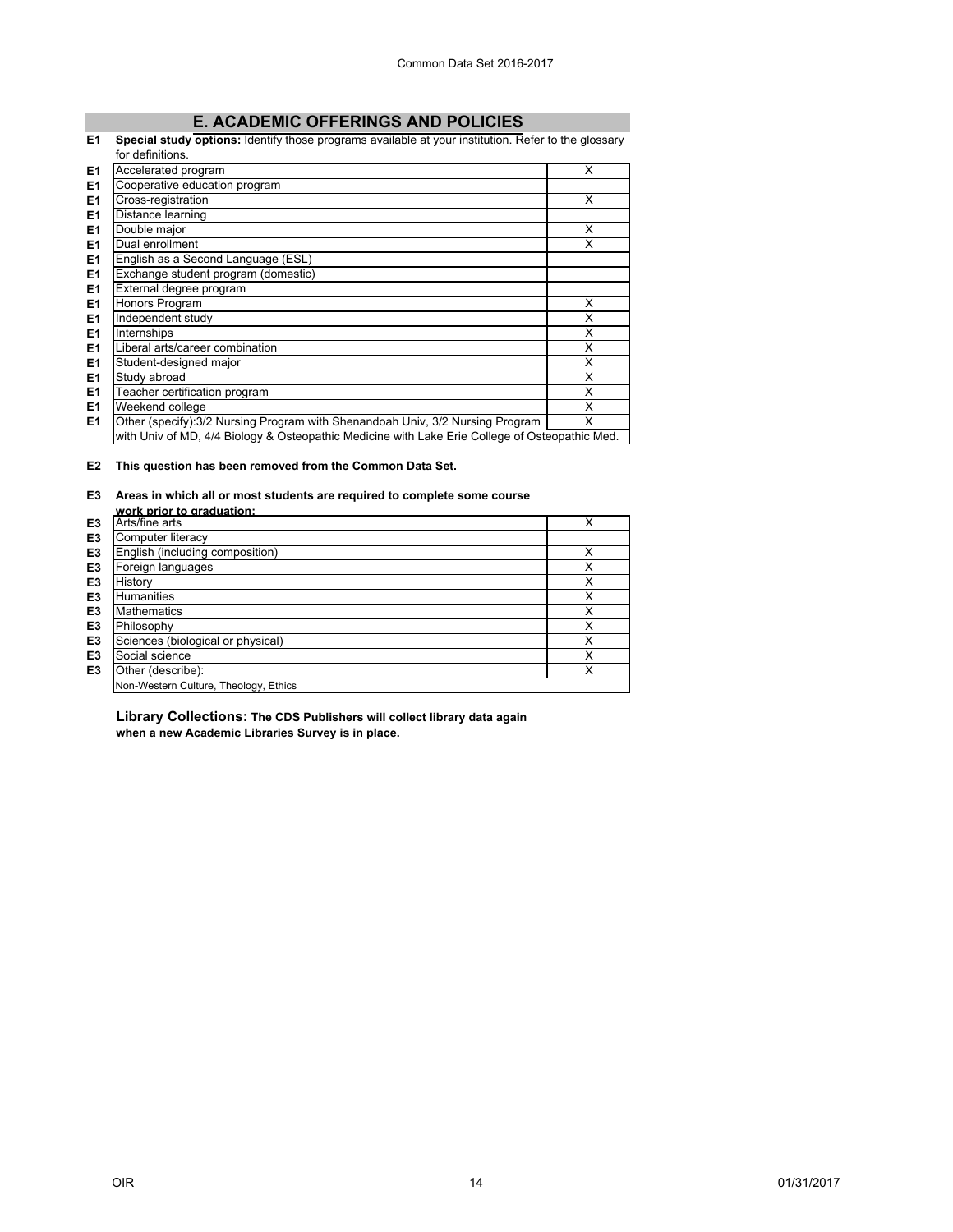## E. ACADEMIC OFFERINGS AND POLICIES

**E1 Special study options:** Identify those programs available at your institution. Refer to the glossary for definitions.

| | | |
|---|---|---|
| E1 | Accelerated program | X |
| E1 | Cooperative education program | |
| E1 | Cross-registration | X |
| E1 | Distance learning | |
| E1 | Double major | X |
| E1 | Dual enrollment | X |
| E1 | English as a Second Language (ESL) | |
| E1 | Exchange student program (domestic) | |
| E1 | External degree program | |
| E1 | Honors Program | X |
| E1 | Independent study | X |
| E1 | Internships | X |
| E1 | Liberal arts/career combination | X |
| E1 | Student-designed major | X |
| E1 | Study abroad | X |
| E1 | Teacher certification program | X |
| E1 | Weekend college | X |
| E1 | Other (specify):3/2 Nursing Program with Shenandoah Univ, 3/2 Nursing Program with Univ of MD, 4/4 Biology & Osteopathic Medicine with Lake Erie College of Osteopathic Med. | X |

**E2 This question has been removed from the Common Data Set.**

**E3 Areas in which all or most students are required to complete some course work prior to graduation:**

| | | |
|---|---|---|
| E3 | Arts/fine arts | X |
| E3 | Computer literacy | |
| E3 | English (including composition) | X |
| E3 | Foreign languages | X |
| E3 | History | X |
| E3 | Humanities | X |
| E3 | Mathematics | X |
| E3 | Philosophy | X |
| E3 | Sciences (biological or physical) | X |
| E3 | Social science | X |
| E3 | Other (describe): Non-Western Culture, Theology, Ethics | X |

**Library Collections: The CDS Publishers will collect library data again when a new Academic Libraries Survey is in place.**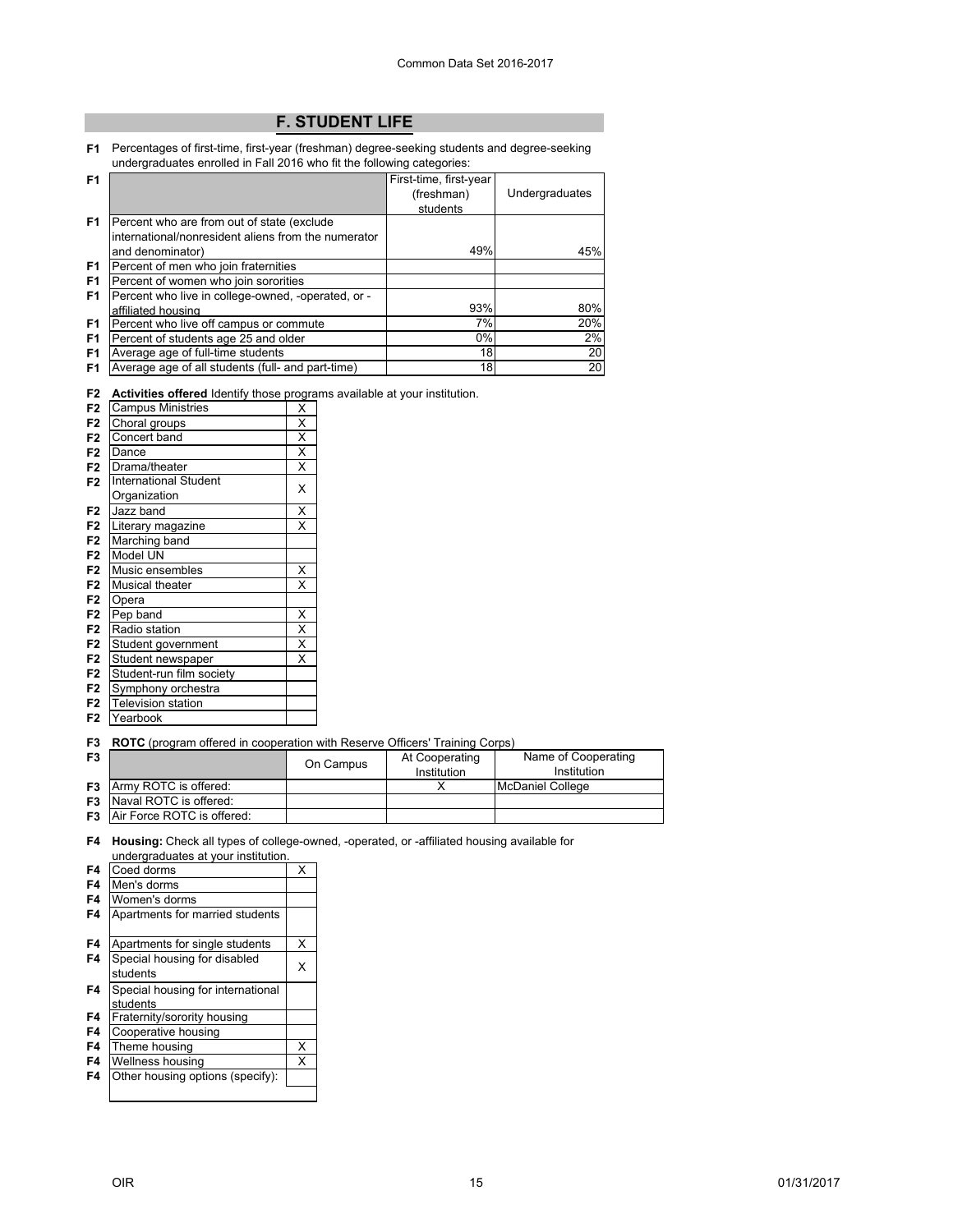# F. STUDENT LIFE

**F1** Percentages of first-time, first-year (freshman) degree-seeking students and degree-seeking undergraduates enrolled in Fall 2016 who fit the following categories:

| | First-time, first-year (freshman) students | Undergraduates |
|---|---|---|
| Percent who are from out of state (exclude international/nonresident aliens from the numerator and denominator) | 49% | 45% |
| Percent of men who join fraternities | | |
| Percent of women who join sororities | | |
| Percent who live in college-owned, -operated, or -affiliated housing | 93% | 80% |
| Percent who live off campus or commute | 7% | 20% |
| Percent of students age 25 and older | 0% | 2% |
| Average age of full-time students | 18 | 20 |
| Average age of all students (full- and part-time) | 18 | 20 |

**F2** **Activities offered** Identify those programs available at your institution.

| Activity | |
|---|---|
| Campus Ministries | X |
| Choral groups | X |
| Concert band | X |
| Dance | X |
| Drama/theater | X |
| International Student Organization | X |
| Jazz band | X |
| Literary magazine | X |
| Marching band | |
| Model UN | |
| Music ensembles | X |
| Musical theater | X |
| Opera | |
| Pep band | X |
| Radio station | X |
| Student government | X |
| Student newspaper | X |
| Student-run film society | |
| Symphony orchestra | |
| Television station | |
| Yearbook | |

**F3** **ROTC** (program offered in cooperation with Reserve Officers' Training Corps)

| | On Campus | At Cooperating Institution | Name of Cooperating Institution |
|---|---|---|---|
| Army ROTC is offered: | | X | McDaniel College |
| Naval ROTC is offered: | | | |
| Air Force ROTC is offered: | | | |

**F4** **Housing:** Check all types of college-owned, -operated, or -affiliated housing available for undergraduates at your institution.

| Housing | |
|---|---|
| Coed dorms | X |
| Men's dorms | |
| Women's dorms | |
| Apartments for married students | |
| Apartments for single students | X |
| Special housing for disabled students | X |
| Special housing for international students | |
| Fraternity/sorority housing | |
| Cooperative housing | |
| Theme housing | X |
| Wellness housing | X |
| Other housing options (specify): | |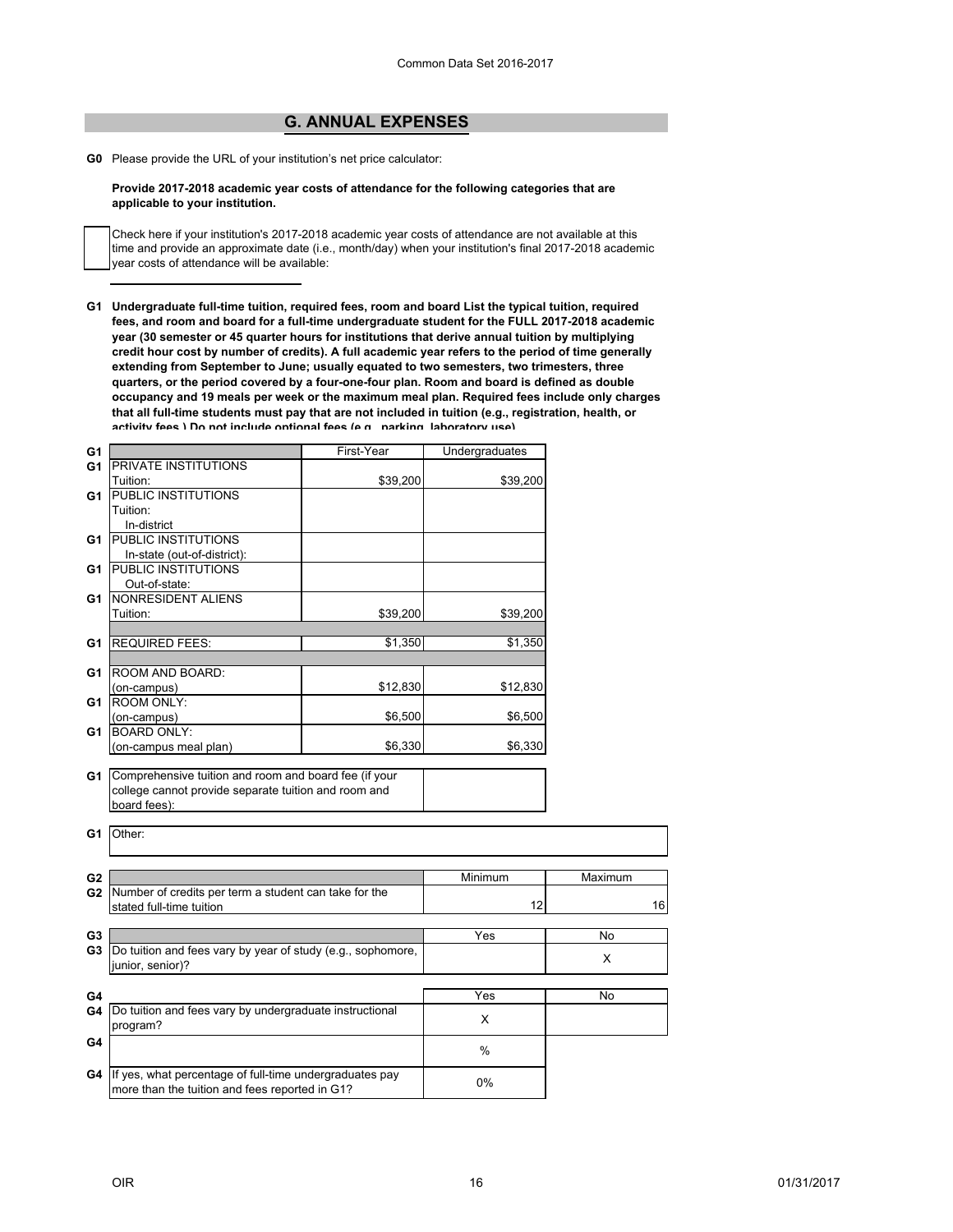## G. ANNUAL EXPENSES

**G0** Please provide the URL of your institution's net price calculator:

**Provide 2017-2018 academic year costs of attendance for the following categories that are applicable to your institution.**

☐ Check here if your institution's 2017-2018 academic year costs of attendance are not available at this time and provide an approximate date (i.e., month/day) when your institution's final 2017-2018 academic year costs of attendance will be available:

**G1 Undergraduate full-time tuition, required fees, room and board List the typical tuition, required fees, and room and board for a full-time undergraduate student for the FULL 2017-2018 academic year (30 semester or 45 quarter hours for institutions that derive annual tuition by multiplying credit hour cost by number of credits). A full academic year refers to the period of time generally extending from September to June; usually equated to two semesters, two trimesters, three quarters, or the period covered by a four-one-four plan. Room and board is defined as double occupancy and 19 meals per week or the maximum meal plan. Required fees include only charges that all full-time students must pay that are not included in tuition (e.g., registration, health, or activity fees.) Do not include optional fees (e.g., parking, laboratory use).**

| | | First-Year | Undergraduates |
|---|---|---|---|
| G1 | PRIVATE INSTITUTIONS Tuition: | $39,200 | $39,200 |
| G1 | PUBLIC INSTITUTIONS Tuition: In-district | | |
| G1 | PUBLIC INSTITUTIONS In-state (out-of-district): | | |
| G1 | PUBLIC INSTITUTIONS Out-of-state: | | |
| G1 | NONRESIDENT ALIENS Tuition: | $39,200 | $39,200 |
| G1 | REQUIRED FEES: | $1,350 | $1,350 |
| G1 | ROOM AND BOARD: (on-campus) | $12,830 | $12,830 |
| G1 | ROOM ONLY: (on-campus) | $6,500 | $6,500 |
| G1 | BOARD ONLY: (on-campus meal plan) | $6,330 | $6,330 |

| | | |
|---|---|---|
| G1 | Comprehensive tuition and room and board fee (if your college cannot provide separate tuition and room and board fees): | |

| | |
|---|---|
| G1 | Other: |

| | | Minimum | Maximum |
|---|---|---|---|
| G2 | Number of credits per term a student can take for the stated full-time tuition | 12 | 16 |

| | | Yes | No |
|---|---|---|---|
| G3 | Do tuition and fees vary by year of study (e.g., sophomore, junior, senior)? | | X |

| | | Yes | No |
|---|---|---|---|
| G4 | Do tuition and fees vary by undergraduate instructional program? | X | |
| G4 | | % | |
| G4 | If yes, what percentage of full-time undergraduates pay more than the tuition and fees reported in G1? | 0% | |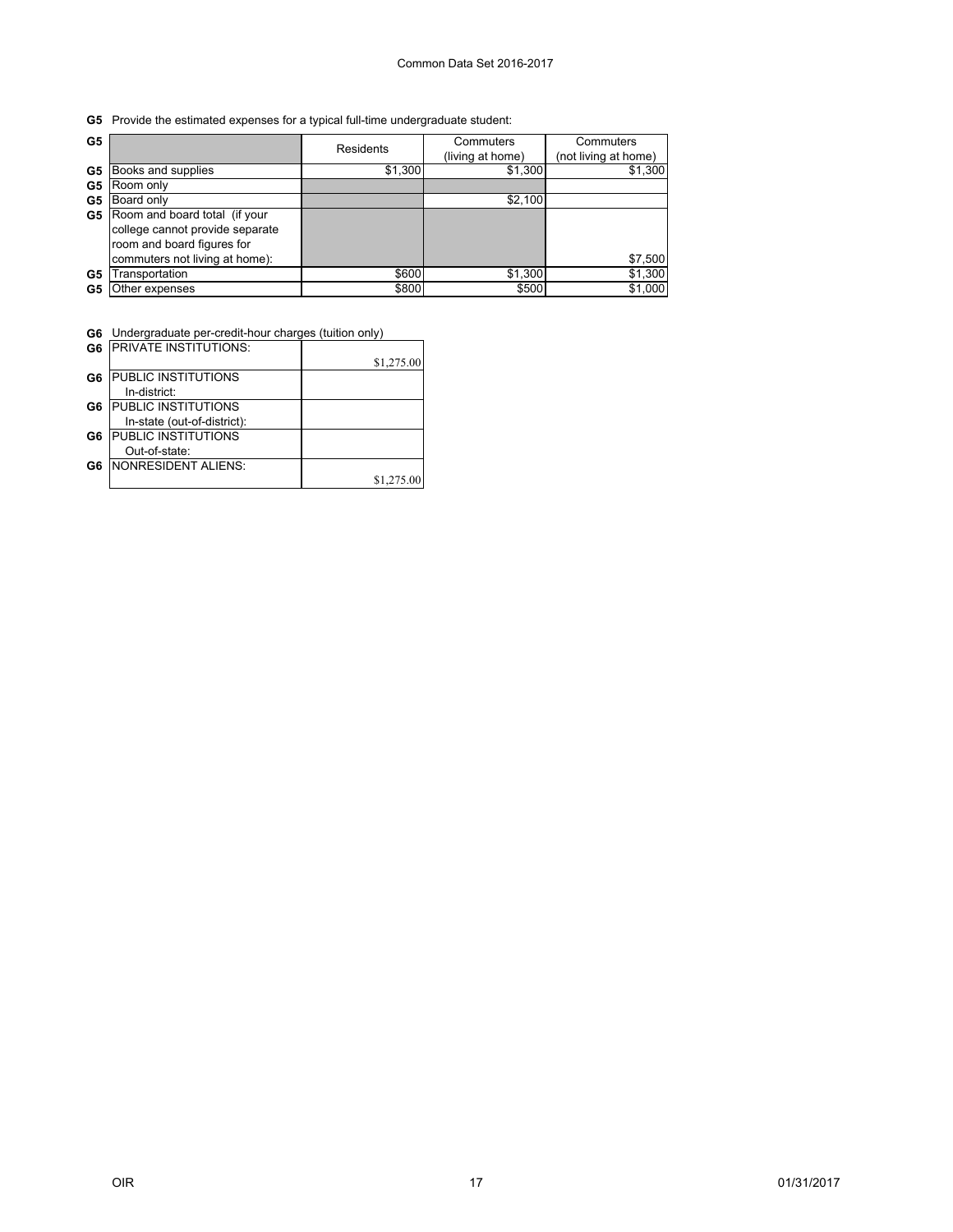**G5** Provide the estimated expenses for a typical full-time undergraduate student:

| G5 | | Residents | Commuters (living at home) | Commuters (not living at home) |
|---|---|---|---|---|
| G5 | Books and supplies | $1,300 | $1,300 | $1,300 |
| G5 | Room only | | | |
| G5 | Board only | | $2,100 | |
| G5 | Room and board total (if your college cannot provide separate room and board figures for commuters not living at home): | | | $7,500 |
| G5 | Transportation | $600 | $1,300 | $1,300 |
| G5 | Other expenses | $800 | $500 | $1,000 |

**G6** Undergraduate per-credit-hour charges (tuition only)

| | | |
|---|---|---|
| G6 | PRIVATE INSTITUTIONS: | $1,275.00 |
| G6 | PUBLIC INSTITUTIONS In-district: | |
| G6 | PUBLIC INSTITUTIONS In-state (out-of-district): | |
| G6 | PUBLIC INSTITUTIONS Out-of-state: | |
| G6 | NONRESIDENT ALIENS: | $1,275.00 |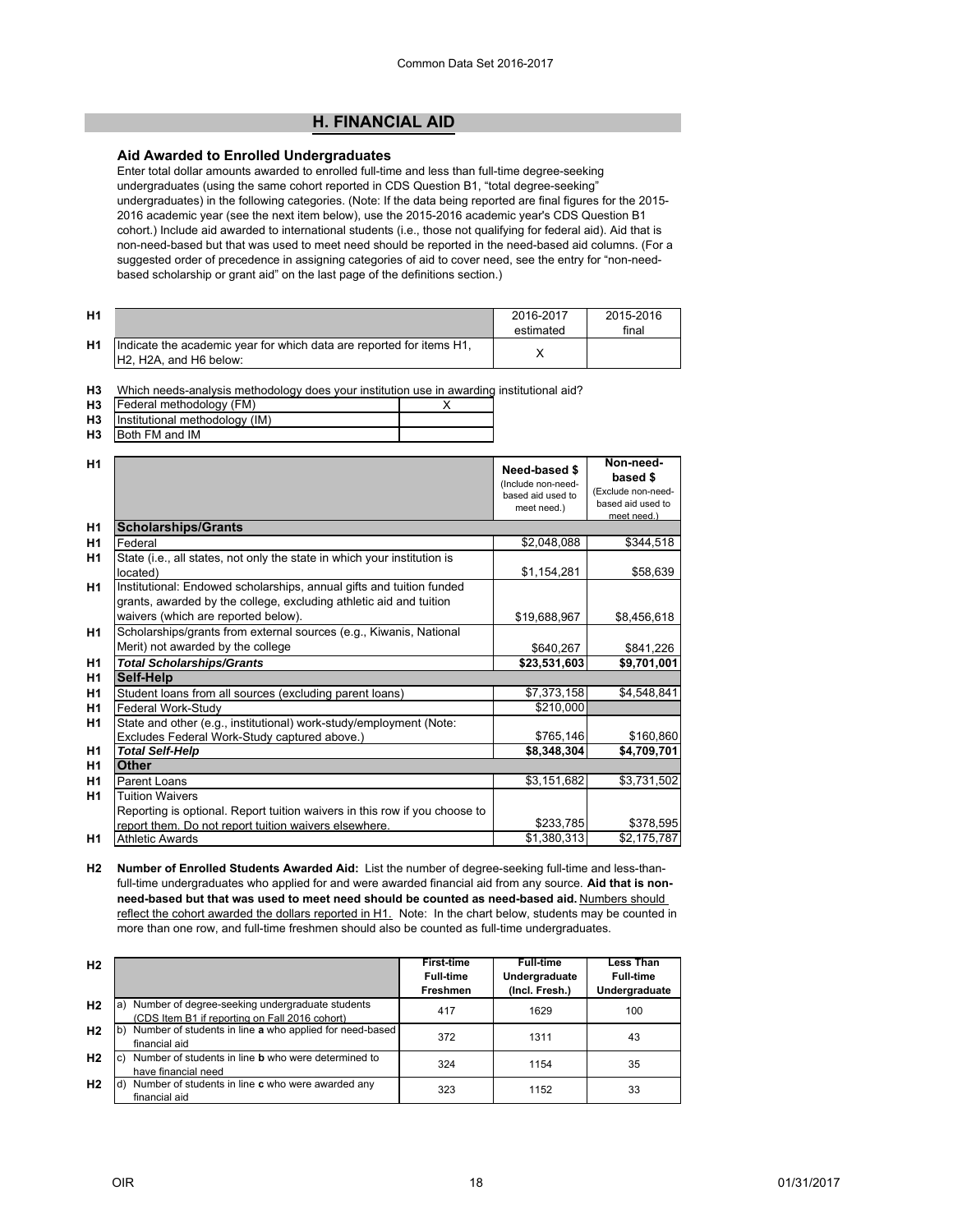## H. FINANCIAL AID

### Aid Awarded to Enrolled Undergraduates

Enter total dollar amounts awarded to enrolled full-time and less than full-time degree-seeking undergraduates (using the same cohort reported in CDS Question B1, "total degree-seeking" undergraduates) in the following categories. (Note: If the data being reported are final figures for the 2015-2016 academic year (see the next item below), use the 2015-2016 academic year's CDS Question B1 cohort.) Include aid awarded to international students (i.e., those not qualifying for federal aid). Aid that is non-need-based but that was used to meet need should be reported in the need-based aid columns. (For a suggested order of precedence in assigning categories of aid to cover need, see the entry for "non-need-based scholarship or grant aid" on the last page of the definitions section.)

| | | 2016-2017 estimated | 2015-2016 final |
|---|---|---|---|
| H1 | Indicate the academic year for which data are reported for items H1, H2, H2A, and H6 below: | X | |

**H3** Which needs-analysis methodology does your institution use in awarding institutional aid?

| | | |
|---|---|---|
| H3 | Federal methodology (FM) | X |
| H3 | Institutional methodology (IM) | |
| H3 | Both FM and IM | |

| | | Need-based $ (Include non-need-based aid used to meet need.) | Non-need-based $ (Exclude non-need-based aid used to meet need.) |
|---|---|---|---|
| H1 | **Scholarships/Grants** | | |
| H1 | Federal | $2,048,088 | $344,518 |
| H1 | State (i.e., all states, not only the state in which your institution is located) | $1,154,281 | $58,639 |
| H1 | Institutional: Endowed scholarships, annual gifts and tuition funded grants, awarded by the college, excluding athletic aid and tuition waivers (which are reported below). | $19,688,967 | $8,456,618 |
| H1 | Scholarships/grants from external sources (e.g., Kiwanis, National Merit) not awarded by the college | $640,267 | $841,226 |
| H1 | ***Total Scholarships/Grants*** | **$23,531,603** | **$9,701,001** |
| H1 | **Self-Help** | | |
| H1 | Student loans from all sources (excluding parent loans) | $7,373,158 | $4,548,841 |
| H1 | Federal Work-Study | $210,000 | |
| H1 | State and other (e.g., institutional) work-study/employment (Note: Excludes Federal Work-Study captured above.) | $765,146 | $160,860 |
| H1 | ***Total Self-Help*** | **$8,348,304** | **$4,709,701** |
| H1 | **Other** | | |
| H1 | Parent Loans | $3,151,682 | $3,731,502 |
| H1 | Tuition Waivers<br>Reporting is optional. Report tuition waivers in this row if you choose to report them. Do not report tuition waivers elsewhere. | $233,785 | $378,595 |
| H1 | Athletic Awards | $1,380,313 | $2,175,787 |

**H2** **Number of Enrolled Students Awarded Aid:** List the number of degree-seeking full-time and less-than-full-time undergraduates who applied for and were awarded financial aid from any source. **Aid that is non-need-based but that was used to meet need should be counted as need-based aid.** Numbers should reflect the cohort awarded the dollars reported in H1. Note: In the chart below, students may be counted in more than one row, and full-time freshmen should also be counted as full-time undergraduates.

| | | First-time Full-time Freshmen | Full-time Undergraduate (Incl. Fresh.) | Less Than Full-time Undergraduate |
|---|---|---|---|---|
| H2 | a) Number of degree-seeking undergraduate students (CDS Item B1 if reporting on Fall 2016 cohort) | 417 | 1629 | 100 |
| H2 | b) Number of students in line **a** who applied for need-based financial aid | 372 | 1311 | 43 |
| H2 | c) Number of students in line **b** who were determined to have financial need | 324 | 1154 | 35 |
| H2 | d) Number of students in line **c** who were awarded any financial aid | 323 | 1152 | 33 |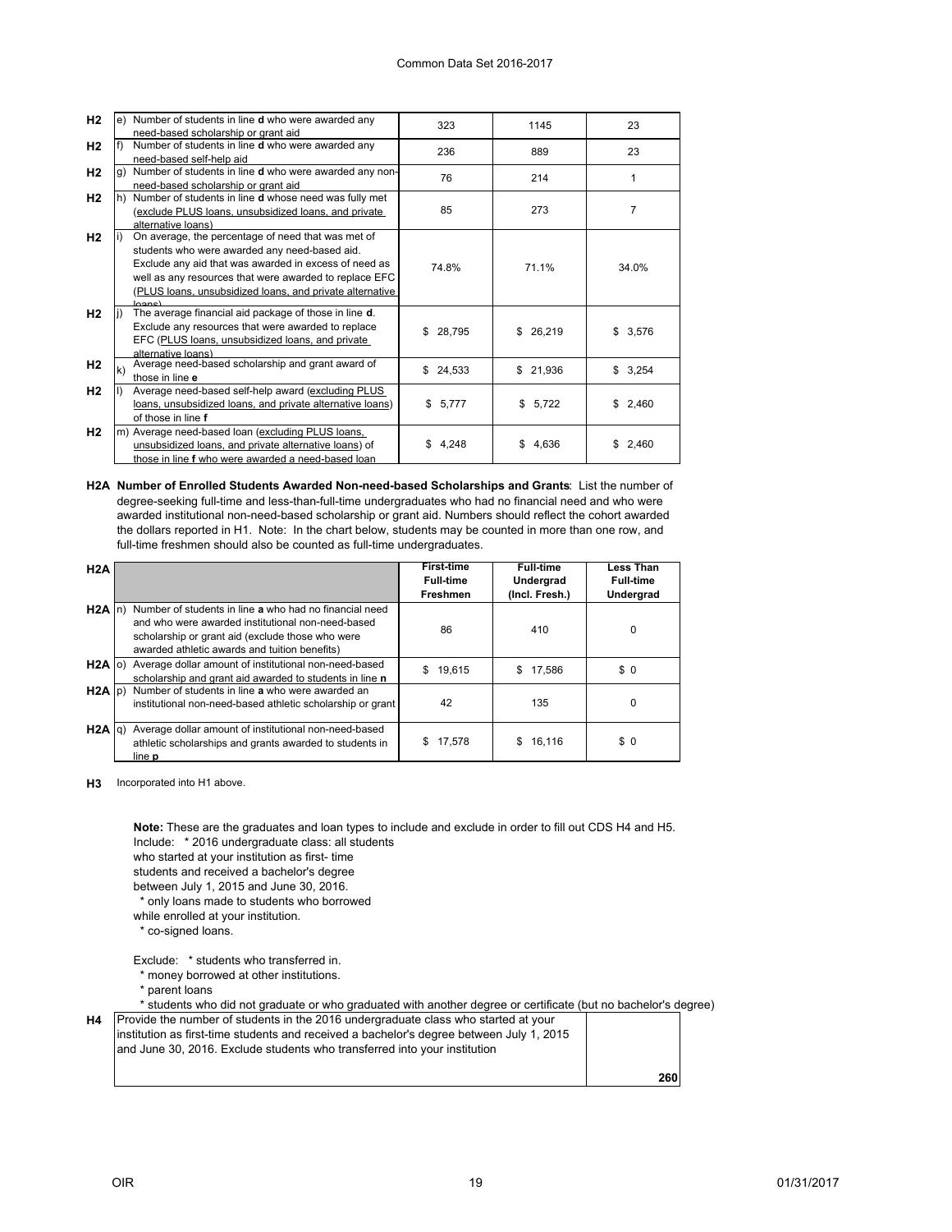| | | | | |
|---|---|---|---|---|
| H2 | e) Number of students in line **d** who were awarded any need-based scholarship or grant aid | 323 | 1145 | 23 |
| H2 | f) Number of students in line **d** who were awarded any need-based self-help aid | 236 | 889 | 23 |
| H2 | g) Number of students in line **d** who were awarded any non-need-based scholarship or grant aid | 76 | 214 | 1 |
| H2 | h) Number of students in line **d** whose need was fully met (exclude PLUS loans, unsubsidized loans, and private alternative loans) | 85 | 273 | 7 |
| H2 | i) On average, the percentage of need that was met of students who were awarded any need-based aid. Exclude any aid that was awarded in excess of need as well as any resources that were awarded to replace EFC (PLUS loans, unsubsidized loans, and private alternative loans) | 74.8% | 71.1% | 34.0% |
| H2 | j) The average financial aid package of those in line **d**. Exclude any resources that were awarded to replace EFC (PLUS loans, unsubsidized loans, and private alternative loans) | $ 28,795 | $ 26,219 | $ 3,576 |
| H2 | k) Average need-based scholarship and grant award of those in line **e** | $ 24,533 | $ 21,936 | $ 3,254 |
| H2 | l) Average need-based self-help award (excluding PLUS loans, unsubsidized loans, and private alternative loans) of those in line **f** | $ 5,777 | $ 5,722 | $ 2,460 |
| H2 | m) Average need-based loan (excluding PLUS loans, unsubsidized loans, and private alternative loans) of those in line **f** who were awarded a need-based loan | $ 4,248 | $ 4,636 | $ 2,460 |

**H2A Number of Enrolled Students Awarded Non-need-based Scholarships and Grants**: List the number of degree-seeking full-time and less-than-full-time undergraduates who had no financial need and who were awarded institutional non-need-based scholarship or grant aid. Numbers should reflect the cohort awarded the dollars reported in H1. Note: In the chart below, students may be counted in more than one row, and full-time freshmen should also be counted as full-time undergraduates.

| H2A | | First-time Full-time Freshmen | Full-time Undergrad (Incl. Fresh.) | Less Than Full-time Undergrad |
|---|---|---|---|---|
| H2A | n) Number of students in line **a** who had no financial need and who were awarded institutional non-need-based scholarship or grant aid (exclude those who were awarded athletic awards and tuition benefits) | 86 | 410 | 0 |
| H2A | o) Average dollar amount of institutional non-need-based scholarship and grant aid awarded to students in line **n** | $ 19,615 | $ 17,586 | $ 0 |
| H2A | p) Number of students in line **a** who were awarded an institutional non-need-based athletic scholarship or grant | 42 | 135 | 0 |
| H2A | q) Average dollar amount of institutional non-need-based athletic scholarships and grants awarded to students in line **p** | $ 17,578 | $ 16,116 | $ 0 |

**H3** Incorporated into H1 above.

**Note:** These are the graduates and loan types to include and exclude in order to fill out CDS H4 and H5.

Include: * 2016 undergraduate class: all students who started at your institution as first- time students and received a bachelor's degree between July 1, 2015 and June 30, 2016.
* only loans made to students who borrowed while enrolled at your institution.
* co-signed loans.

Exclude: * students who transferred in.
* money borrowed at other institutions.
* parent loans
* students who did not graduate or who graduated with another degree or certificate (but no bachelor's degree)

| | | |
|---|---|---|
| H4 | Provide the number of students in the 2016 undergraduate class who started at your institution as first-time students and received a bachelor's degree between July 1, 2015 and June 30, 2016. Exclude students who transferred into your institution | 260 |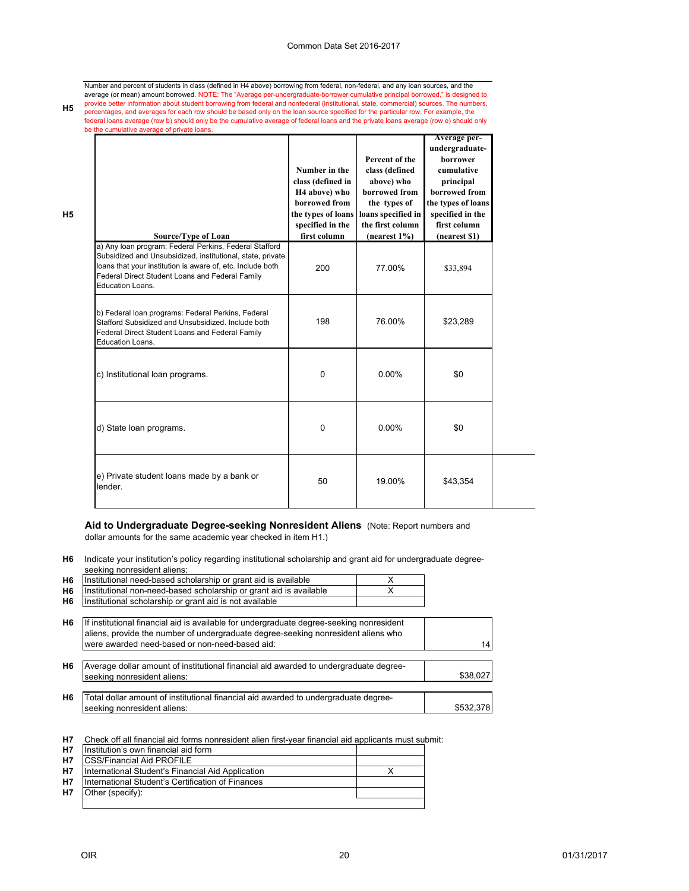**H5** Number and percent of students in class (defined in H4 above) borrowing from federal, non-federal, and any loan sources, and the average (or mean) amount borrowed. NOTE: The "Average per-undergraduate-borrower cumulative principal borrowed," is designed to provide better information about student borrowing from federal and nonfederal (institutional, state, commercial) sources. The numbers, percentages, and averages for each row should be based only on the loan source specified for the particular row. For example, the federal loans average (row b) should only be the cumulative average of federal loans and the private loans average (row e) should only be the cumulative average of private loans.

| Source/Type of Loan | Number in the class (defined in H4 above) who borrowed from the types of loans specified in the first column | Percent of the class (defined above) who borrowed from the types of loans specified in the first column (nearest 1%) | Average per-undergraduate-borrower cumulative principal borrowed from the types of loans specified in the first column (nearest $1) |
|---|---|---|---|
| a) Any loan program: Federal Perkins, Federal Stafford Subsidized and Unsubsidized, institutional, state, private loans that your institution is aware of, etc. Include both Federal Direct Student Loans and Federal Family Education Loans. | 200 | 77.00% | $33,894 |
| b) Federal loan programs: Federal Perkins, Federal Stafford Subsidized and Unsubsidized. Include both Federal Direct Student Loans and Federal Family Education Loans. | 198 | 76.00% | $23,289 |
| c) Institutional loan programs. | 0 | 0.00% | $0 |
| d) State loan programs. | 0 | 0.00% | $0 |
| e) Private student loans made by a bank or lender. | 50 | 19.00% | $43,354 |

## Aid to Undergraduate Degree-seeking Nonresident Aliens

(Note: Report numbers and dollar amounts for the same academic year checked in item H1.)

**H6** Indicate your institution's policy regarding institutional scholarship and grant aid for undergraduate degree-seeking nonresident aliens:

| | |
|---|---|
| Institutional need-based scholarship or grant aid is available | X |
| Institutional non-need-based scholarship or grant aid is available | X |
| Institutional scholarship or grant aid is not available | |

| | |
|---|---|
| **H6** If institutional financial aid is available for undergraduate degree-seeking nonresident aliens, provide the number of undergraduate degree-seeking nonresident aliens who were awarded need-based or non-need-based aid: | 14 |
| **H6** Average dollar amount of institutional financial aid awarded to undergraduate degree-seeking nonresident aliens: | $38,027 |
| **H6** Total dollar amount of institutional financial aid awarded to undergraduate degree-seeking nonresident aliens: | $532,378 |

**H7** Check off all financial aid forms nonresident alien first-year financial aid applicants must submit:

| | |
|---|---|
| Institution's own financial aid form | |
| CSS/Financial Aid PROFILE | |
| International Student's Financial Aid Application | X |
| International Student's Certification of Finances | |
| Other (specify): | |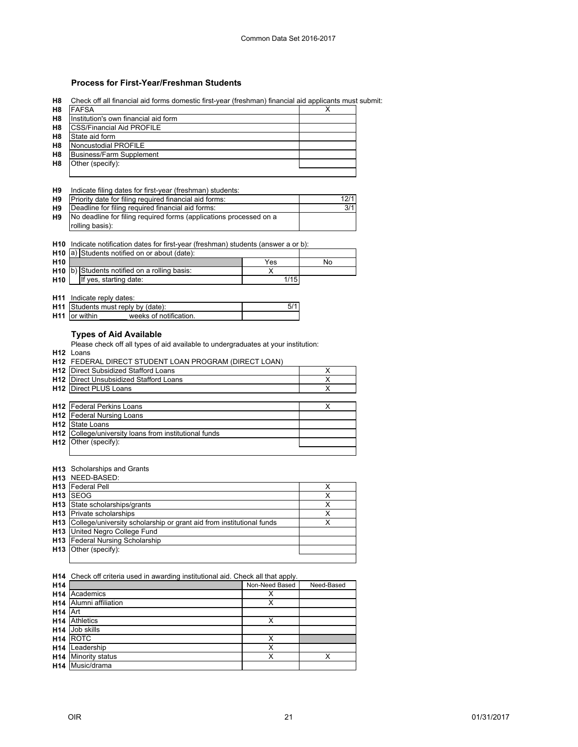### Process for First-Year/Freshman Students

**H8** Check off all financial aid forms domestic first-year (freshman) financial aid applicants must submit:

| | | |
|---|---|---|
| H8 | FAFSA | X |
| H8 | Institution's own financial aid form | |
| H8 | CSS/Financial Aid PROFILE | |
| H8 | State aid form | |
| H8 | Noncustodial PROFILE | |
| H8 | Business/Farm Supplement | |
| H8 | Other (specify): | |

**H9** Indicate filing dates for first-year (freshman) students:

| | | |
|---|---|---|
| H9 | Priority date for filing required financial aid forms: | 12/1 |
| H9 | Deadline for filing required financial aid forms: | 3/1 |
| H9 | No deadline for filing required forms (applications processed on a rolling basis): | |

**H10** Indicate notification dates for first-year (freshman) students (answer a or b):

| | | | |
|---|---|---|---|
| H10 | a) Students notified on or about (date): | | |
| H10 | | Yes | No |
| H10 | b) Students notified on a rolling basis: | X | |
| H10 | If yes, starting date: | 1/15 | |

**H11** Indicate reply dates:

| | | |
|---|---|---|
| H11 | Students must reply by (date): | 5/1 |
| H11 | or within _______ weeks of notification. | |

### Types of Aid Available

Please check off all types of aid available to undergraduates at your institution:

**H12** Loans

**H12** FEDERAL DIRECT STUDENT LOAN PROGRAM (DIRECT LOAN)

| | | |
|---|---|---|
| H12 | Direct Subsidized Stafford Loans | X |
| H12 | Direct Unsubsidized Stafford Loans | X |
| H12 | Direct PLUS Loans | X |
| H12 | Federal Perkins Loans | X |
| H12 | Federal Nursing Loans | |
| H12 | State Loans | |
| H12 | College/university loans from institutional funds | |
| H12 | Other (specify): | |

**H13** Scholarships and Grants

**H13** NEED-BASED:

| | | |
|---|---|---|
| H13 | Federal Pell | X |
| H13 | SEOG | X |
| H13 | State scholarships/grants | X |
| H13 | Private scholarships | X |
| H13 | College/university scholarship or grant aid from institutional funds | X |
| H13 | United Negro College Fund | |
| H13 | Federal Nursing Scholarship | |
| H13 | Other (specify): | |

**H14** Check off criteria used in awarding institutional aid. Check all that apply.

| | | Non-Need Based | Need-Based |
|---|---|---|---|
| H14 | Academics | X | |
| H14 | Alumni affiliation | X | |
| H14 | Art | | |
| H14 | Athletics | X | |
| H14 | Job skills | | |
| H14 | ROTC | X | |
| H14 | Leadership | X | |
| H14 | Minority status | X | X |
| H14 | Music/drama | | |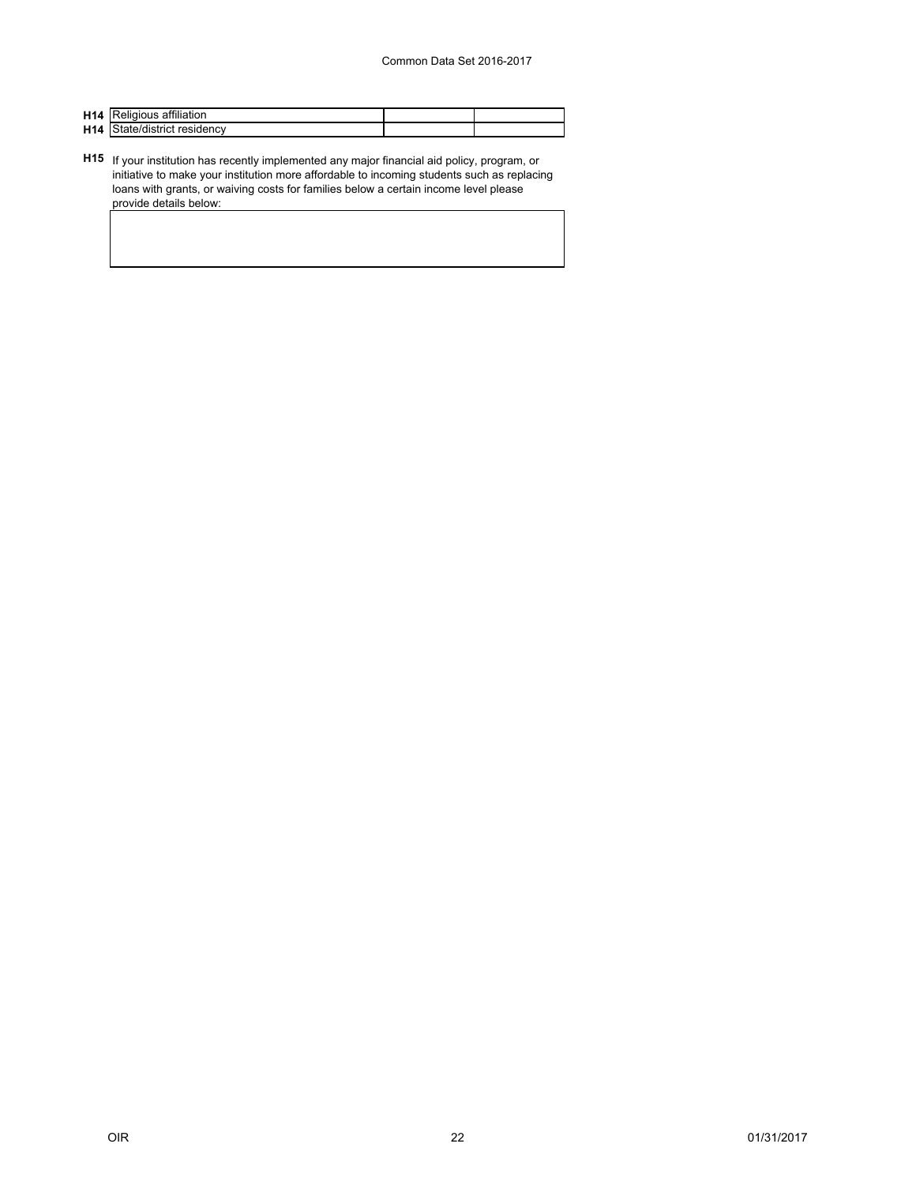| | | | |
|---|---|---|---|
| **H14** | Religious affiliation | | |
| **H14** | State/district residency | | |

**H15** If your institution has recently implemented any major financial aid policy, program, or initiative to make your institution more affordable to incoming students such as replacing loans with grants, or waiving costs for families below a certain income level please provide details below:

| |
|---|
| |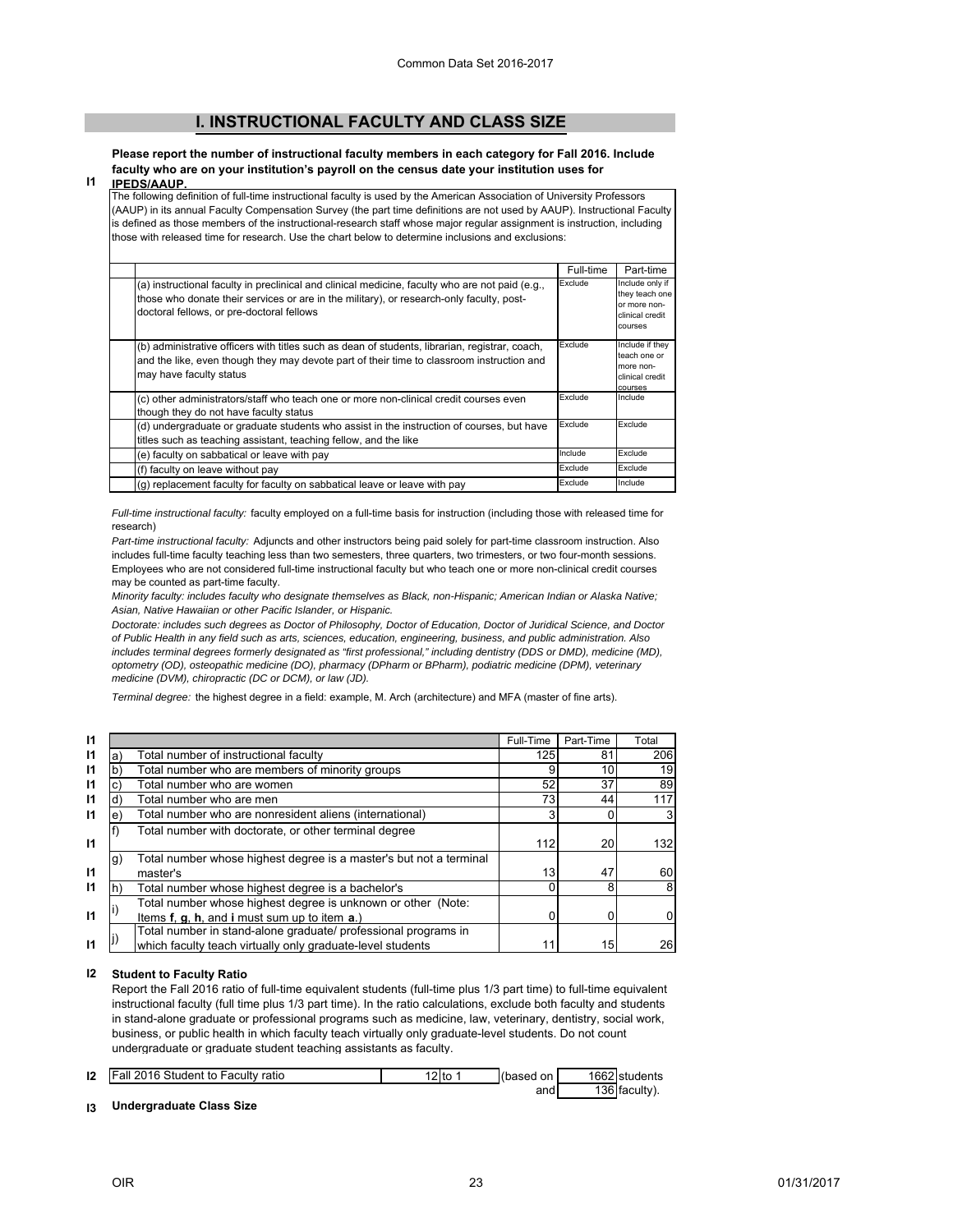## I. INSTRUCTIONAL FACULTY AND CLASS SIZE

**I1** **Please report the number of instructional faculty members in each category for Fall 2016. Include faculty who are on your institution's payroll on the census date your institution uses for IPEDS/AAUP.**

The following definition of full-time instructional faculty is used by the American Association of University Professors (AAUP) in its annual Faculty Compensation Survey (the part time definitions are not used by AAUP). Instructional Faculty is defined as those members of the instructional-research staff whose major regular assignment is instruction, including those with released time for research. Use the chart below to determine inclusions and exclusions:

| | Full-time | Part-time |
|---|---|---|
| (a) instructional faculty in preclinical and clinical medicine, faculty who are not paid (e.g., those who donate their services or are in the military), or research-only faculty, post-doctoral fellows, or pre-doctoral fellows | Exclude | Include only if they teach one or more non-clinical credit courses |
| (b) administrative officers with titles such as dean of students, librarian, registrar, coach, and the like, even though they may devote part of their time to classroom instruction and may have faculty status | Exclude | Include if they teach one or more non-clinical credit courses |
| (c) other administrators/staff who teach one or more non-clinical credit courses even though they do not have faculty status | Exclude | Include |
| (d) undergraduate or graduate students who assist in the instruction of courses, but have titles such as teaching assistant, teaching fellow, and the like | Exclude | Exclude |
| (e) faculty on sabbatical or leave with pay | Include | Exclude |
| (f) faculty on leave without pay | Exclude | Exclude |
| (g) replacement faculty for faculty on sabbatical leave or leave with pay | Exclude | Include |

*Full-time instructional faculty:* faculty employed on a full-time basis for instruction (including those with released time for research)

*Part-time instructional faculty:* Adjuncts and other instructors being paid solely for part-time classroom instruction. Also includes full-time faculty teaching less than two semesters, three quarters, two trimesters, or two four-month sessions. Employees who are not considered full-time instructional faculty but who teach one or more non-clinical credit courses may be counted as part-time faculty.

*Minority faculty: includes faculty who designate themselves as Black, non-Hispanic; American Indian or Alaska Native; Asian, Native Hawaiian or other Pacific Islander, or Hispanic.*

*Doctorate: includes such degrees as Doctor of Philosophy, Doctor of Education, Doctor of Juridical Science, and Doctor of Public Health in any field such as arts, sciences, education, engineering, business, and public administration. Also includes terminal degrees formerly designated as "first professional," including dentistry (DDS or DMD), medicine (MD), optometry (OD), osteopathic medicine (DO), pharmacy (DPharm or BPharm), podiatric medicine (DPM), veterinary medicine (DVM), chiropractic (DC or DCM), or law (JD).*

*Terminal degree:* the highest degree in a field: example, M. Arch (architecture) and MFA (master of fine arts).

| | | | Full-Time | Part-Time | Total |
|---|---|---|---|---|---|
| I1 | a) | Total number of instructional faculty | 125 | 81 | 206 |
| I1 | b) | Total number who are members of minority groups | 9 | 10 | 19 |
| I1 | c) | Total number who are women | 52 | 37 | 89 |
| I1 | d) | Total number who are men | 73 | 44 | 117 |
| I1 | e) | Total number who are nonresident aliens (international) | 3 | 0 | 3 |
| I1 | f) | Total number with doctorate, or other terminal degree | 112 | 20 | 132 |
| I1 | g) | Total number whose highest degree is a master's but not a terminal master's | 13 | 47 | 60 |
| I1 | h) | Total number whose highest degree is a bachelor's | 0 | 8 | 8 |
| I1 | i) | Total number whose highest degree is unknown or other (Note: Items **f**, **g**, **h**, and **i** must sum up to item **a**.) | 0 | 0 | 0 |
| I1 | j) | Total number in stand-alone graduate/ professional programs in which faculty teach virtually only graduate-level students | 11 | 15 | 26 |

**I2** **Student to Faculty Ratio**

Report the Fall 2016 ratio of full-time equivalent students (full-time plus 1/3 part time) to full-time equivalent instructional faculty (full time plus 1/3 part time). In the ratio calculations, exclude both faculty and students in stand-alone graduate or professional programs such as medicine, law, veterinary, dentistry, social work, business, or public health in which faculty teach virtually only graduate-level students. Do not count undergraduate or graduate student teaching assistants as faculty.

| | | | | | |
|---|---|---|---|---|---|
| I2 | Fall 2016 Student to Faculty ratio | 12 to 1 | (based on | 1662 | students |
| | | | and | 136 | faculty). |

**I3** **Undergraduate Class Size**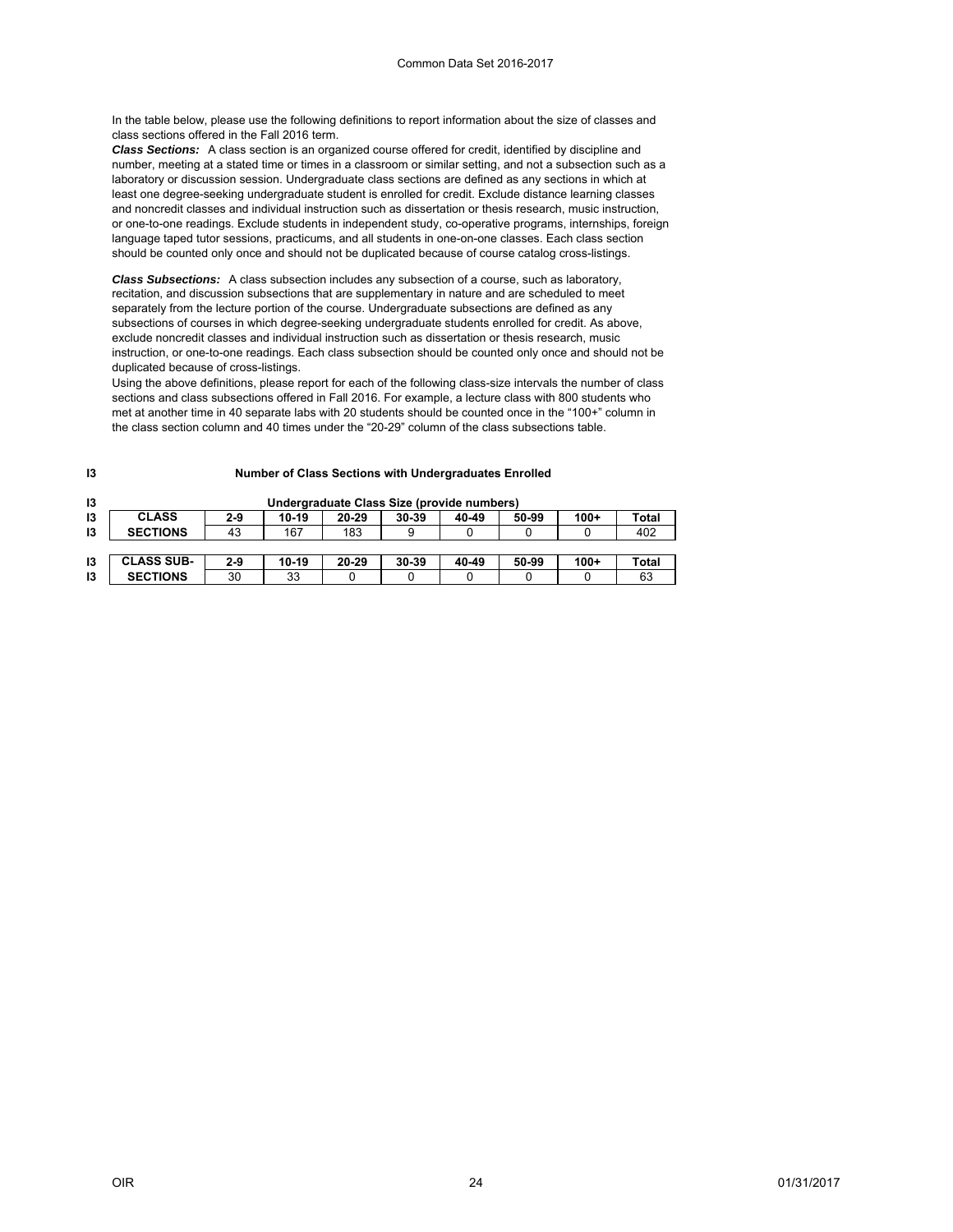In the table below, please use the following definitions to report information about the size of classes and class sections offered in the Fall 2016 term.

***Class Sections:*** A class section is an organized course offered for credit, identified by discipline and number, meeting at a stated time or times in a classroom or similar setting, and not a subsection such as a laboratory or discussion session. Undergraduate class sections are defined as any sections in which at least one degree-seeking undergraduate student is enrolled for credit. Exclude distance learning classes and noncredit classes and individual instruction such as dissertation or thesis research, music instruction, or one-to-one readings. Exclude students in independent study, co-operative programs, internships, foreign language taped tutor sessions, practicums, and all students in one-on-one classes. Each class section should be counted only once and should not be duplicated because of course catalog cross-listings.

***Class Subsections:*** A class subsection includes any subsection of a course, such as laboratory, recitation, and discussion subsections that are supplementary in nature and are scheduled to meet separately from the lecture portion of the course. Undergraduate subsections are defined as any subsections of courses in which degree-seeking undergraduate students enrolled for credit. As above, exclude noncredit classes and individual instruction such as dissertation or thesis research, music instruction, or one-to-one readings. Each class subsection should be counted only once and should not be duplicated because of cross-listings.

Using the above definitions, please report for each of the following class-size intervals the number of class sections and class subsections offered in Fall 2016. For example, a lecture class with 800 students who met at another time in 40 separate labs with 20 students should be counted once in the "100+" column in the class section column and 40 times under the "20-29" column of the class subsections table.

**I3 Number of Class Sections with Undergraduates Enrolled**

**I3 Undergraduate Class Size (provide numbers)**

| | | 2-9 | 10-19 | 20-29 | 30-39 | 40-49 | 50-99 | 100+ | Total |
|---|---|---|---|---|---|---|---|---|---|
| I3 | CLASS SECTIONS | 43 | 167 | 183 | 9 | 0 | 0 | 0 | 402 |

| | | 2-9 | 10-19 | 20-29 | 30-39 | 40-49 | 50-99 | 100+ | Total |
|---|---|---|---|---|---|---|---|---|---|
| I3 | CLASS SUB-SECTIONS | 30 | 33 | 0 | 0 | 0 | 0 | 0 | 63 |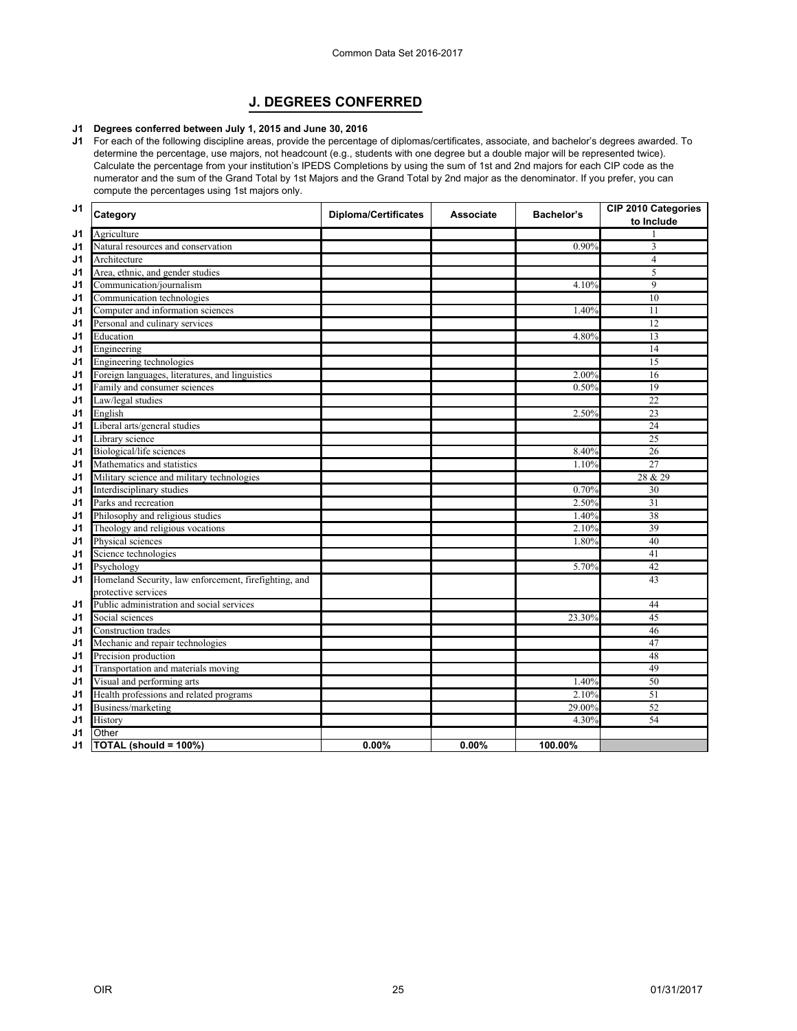## J. DEGREES CONFERRED

**J1 Degrees conferred between July 1, 2015 and June 30, 2016**

J1 For each of the following discipline areas, provide the percentage of diplomas/certificates, associate, and bachelor's degrees awarded. To determine the percentage, use majors, not headcount (e.g., students with one degree but a double major will be represented twice). Calculate the percentage from your institution's IPEDS Completions by using the sum of 1st and 2nd majors for each CIP code as the numerator and the sum of the Grand Total by 1st Majors and the Grand Total by 2nd major as the denominator. If you prefer, you can compute the percentages using 1st majors only.

| | Category | Diploma/Certificates | Associate | Bachelor's | CIP 2010 Categories to Include |
|---|---|---|---|---|---|
| J1 | Agriculture | | | | 1 |
| J1 | Natural resources and conservation | | | 0.90% | 3 |
| J1 | Architecture | | | | 4 |
| J1 | Area, ethnic, and gender studies | | | | 5 |
| J1 | Communication/journalism | | | 4.10% | 9 |
| J1 | Communication technologies | | | | 10 |
| J1 | Computer and information sciences | | | 1.40% | 11 |
| J1 | Personal and culinary services | | | | 12 |
| J1 | Education | | | 4.80% | 13 |
| J1 | Engineering | | | | 14 |
| J1 | Engineering technologies | | | | 15 |
| J1 | Foreign languages, literatures, and linguistics | | | 2.00% | 16 |
| J1 | Family and consumer sciences | | | 0.50% | 19 |
| J1 | Law/legal studies | | | | 22 |
| J1 | English | | | 2.50% | 23 |
| J1 | Liberal arts/general studies | | | | 24 |
| J1 | Library science | | | | 25 |
| J1 | Biological/life sciences | | | 8.40% | 26 |
| J1 | Mathematics and statistics | | | 1.10% | 27 |
| J1 | Military science and military technologies | | | | 28 & 29 |
| J1 | Interdisciplinary studies | | | 0.70% | 30 |
| J1 | Parks and recreation | | | 2.50% | 31 |
| J1 | Philosophy and religious studies | | | 1.40% | 38 |
| J1 | Theology and religious vocations | | | 2.10% | 39 |
| J1 | Physical sciences | | | 1.80% | 40 |
| J1 | Science technologies | | | | 41 |
| J1 | Psychology | | | 5.70% | 42 |
| J1 | Homeland Security, law enforcement, firefighting, and protective services | | | | 43 |
| J1 | Public administration and social services | | | | 44 |
| J1 | Social sciences | | | 23.30% | 45 |
| J1 | Construction trades | | | | 46 |
| J1 | Mechanic and repair technologies | | | | 47 |
| J1 | Precision production | | | | 48 |
| J1 | Transportation and materials moving | | | | 49 |
| J1 | Visual and performing arts | | | 1.40% | 50 |
| J1 | Health professions and related programs | | | 2.10% | 51 |
| J1 | Business/marketing | | | 29.00% | 52 |
| J1 | History | | | 4.30% | 54 |
| J1 | Other | | | | |
| J1 | **TOTAL (should = 100%)** | **0.00%** | **0.00%** | **100.00%** | |